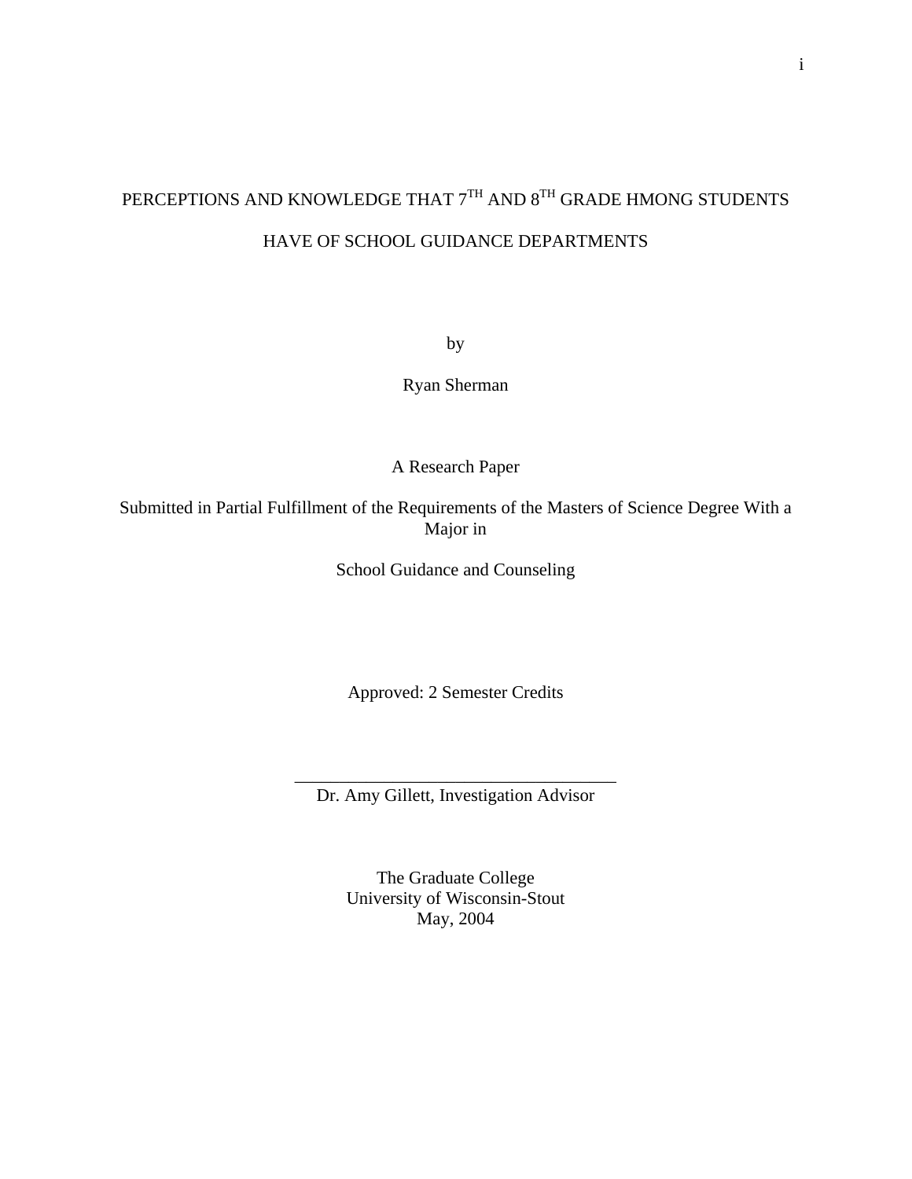# PERCEPTIONS AND KNOWLEDGE THAT 7TH AND 8TH GRADE HMONG STUDENTS HAVE OF SCHOOL GUIDANCE DEPARTMENTS

by

Ryan Sherman

A Research Paper

Submitted in Partial Fulfillment of the Requirements of the Masters of Science Degree With a Major in

School Guidance and Counseling

Approved: 2 Semester Credits

___________________________________

Dr. Amy Gillett, Investigation Advisor

The Graduate College
University of Wisconsin-Stout
May, 2004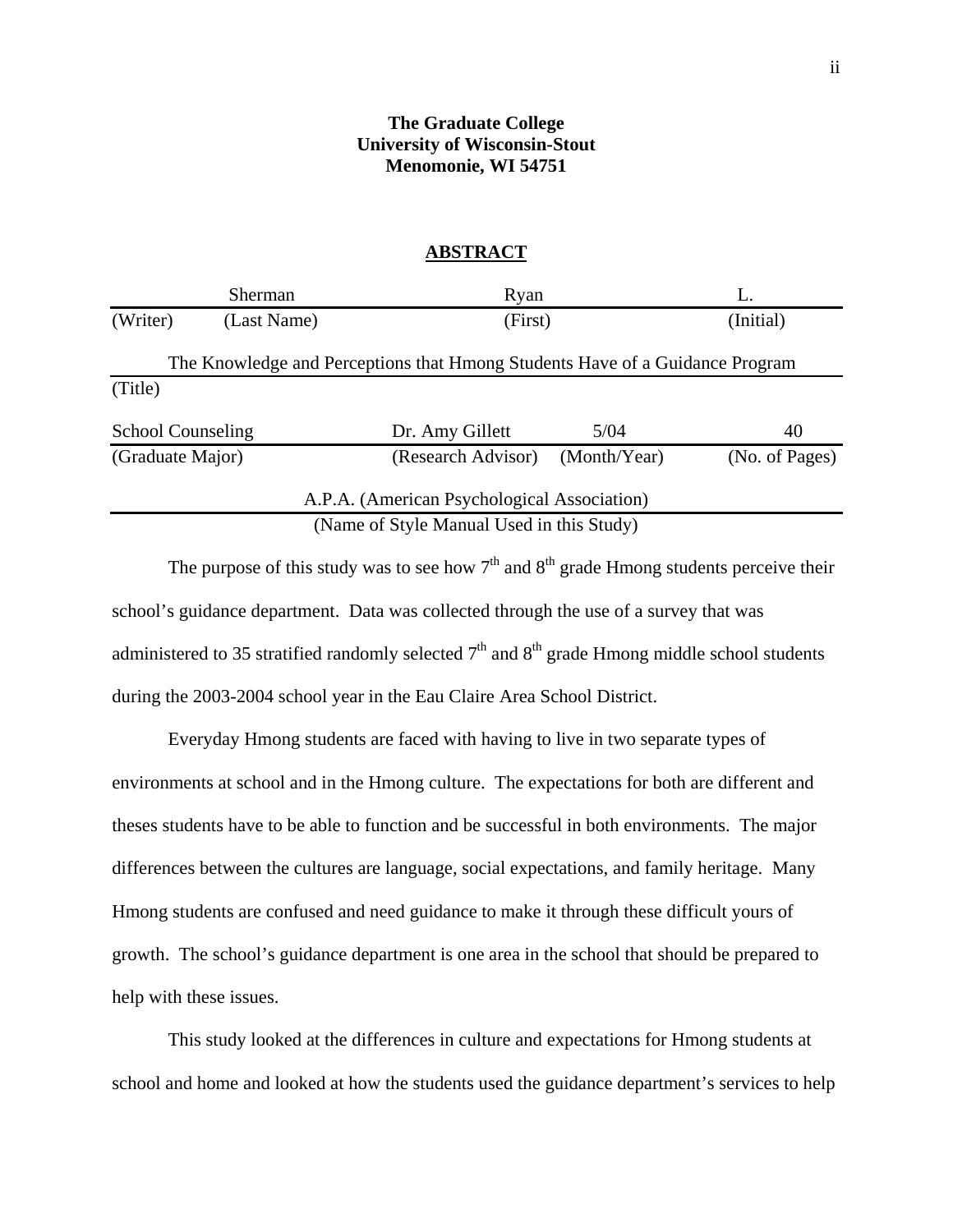**The Graduate College**
**University of Wisconsin-Stout**
**Menomonie, WI 54751**

## ABSTRACT

| | Sherman | Ryan | L. |
|---|---|---|---|
| (Writer) | (Last Name) | (First) | (Initial) |

The Knowledge and Perceptions that Hmong Students Have of a Guidance Program
(Title)

| School Counseling | Dr. Amy Gillett | 5/04 | 40 |
|---|---|---|---|
| (Graduate Major) | (Research Advisor) | (Month/Year) | (No. of Pages) |

A.P.A. (American Psychological Association)
(Name of Style Manual Used in this Study)

The purpose of this study was to see how 7th and 8th grade Hmong students perceive their school's guidance department. Data was collected through the use of a survey that was administered to 35 stratified randomly selected 7th and 8th grade Hmong middle school students during the 2003-2004 school year in the Eau Claire Area School District.

Everyday Hmong students are faced with having to live in two separate types of environments at school and in the Hmong culture. The expectations for both are different and theses students have to be able to function and be successful in both environments. The major differences between the cultures are language, social expectations, and family heritage. Many Hmong students are confused and need guidance to make it through these difficult yours of growth. The school's guidance department is one area in the school that should be prepared to help with these issues.

This study looked at the differences in culture and expectations for Hmong students at school and home and looked at how the students used the guidance department's services to help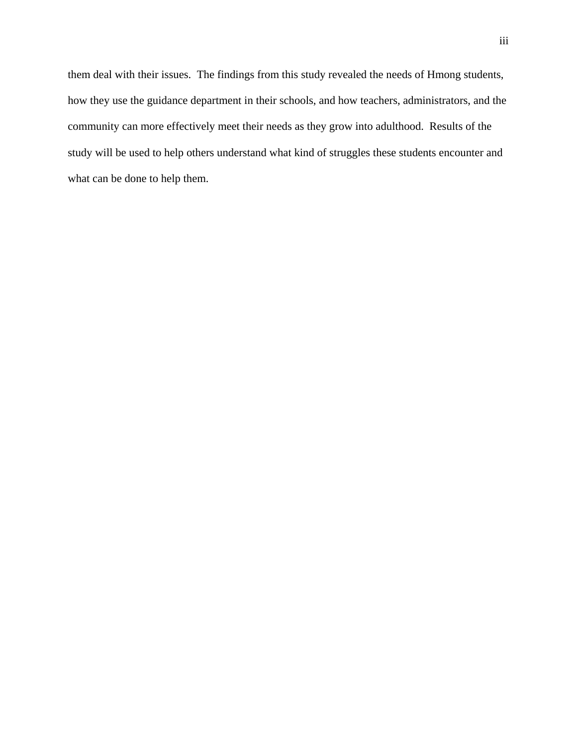them deal with their issues. The findings from this study revealed the needs of Hmong students, how they use the guidance department in their schools, and how teachers, administrators, and the community can more effectively meet their needs as they grow into adulthood. Results of the study will be used to help others understand what kind of struggles these students encounter and what can be done to help them.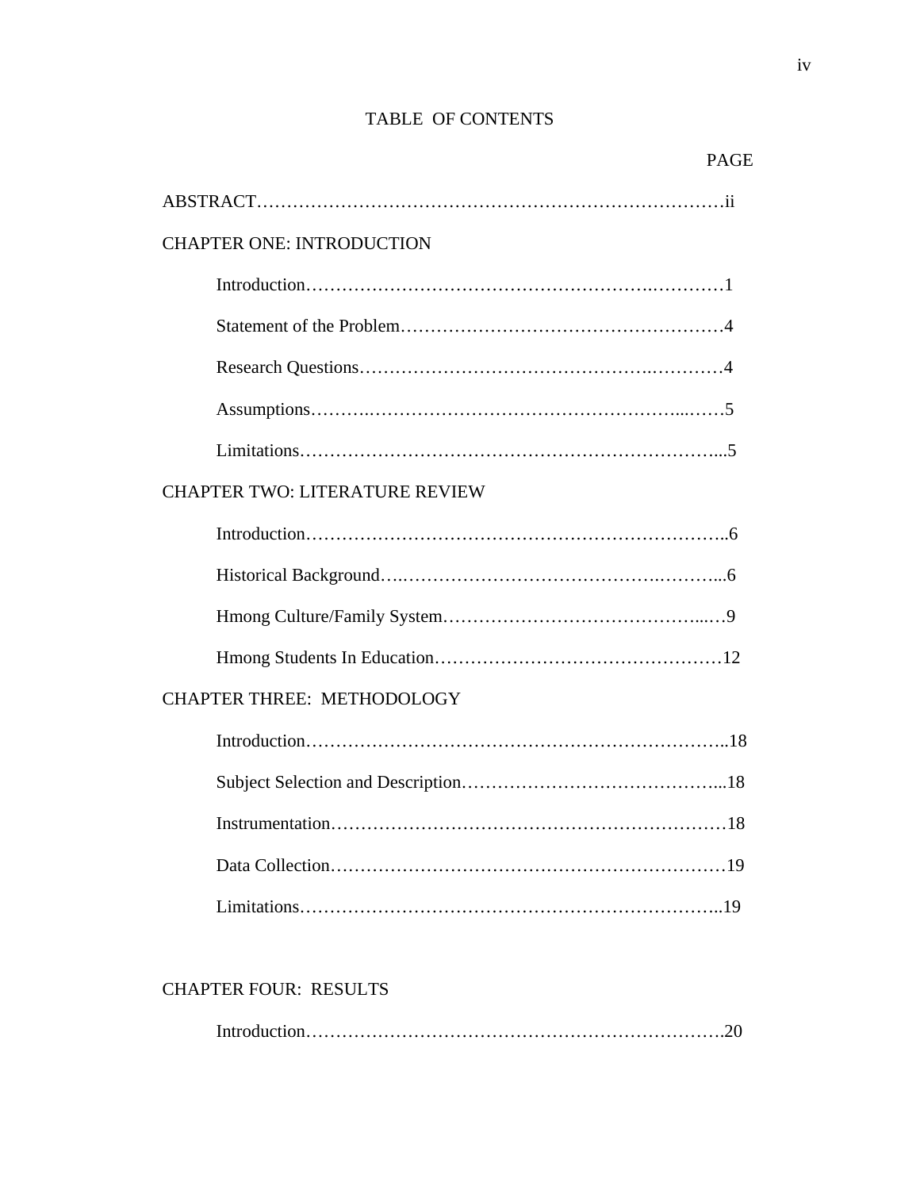# TABLE OF CONTENTS

PAGE

ABSTRACT……………………………………………………………………ii

CHAPTER ONE: INTRODUCTION

Introduction……………………………………………………………1

Statement of the Problem………………………………………………4

Research Questions……………………………………………………4

Assumptions……………………………………………………………5

Limitations……………………………………………………………...5

CHAPTER TWO: LITERATURE REVIEW

Introduction…………………………………………………………..6

Historical Background…..……………………………………………...6

Hmong Culture/Family System……………………………………...…9

Hmong Students In Education…………………………………………12

CHAPTER THREE: METHODOLOGY

Introduction……………………………………………………………..18

Subject Selection and Description……………………………………...18

Instrumentation…………………………………………………………18

Data Collection…………………………………………………………19

Limitations……………………………………………………………..19

CHAPTER FOUR: RESULTS

Introduction…………………………………………………………….20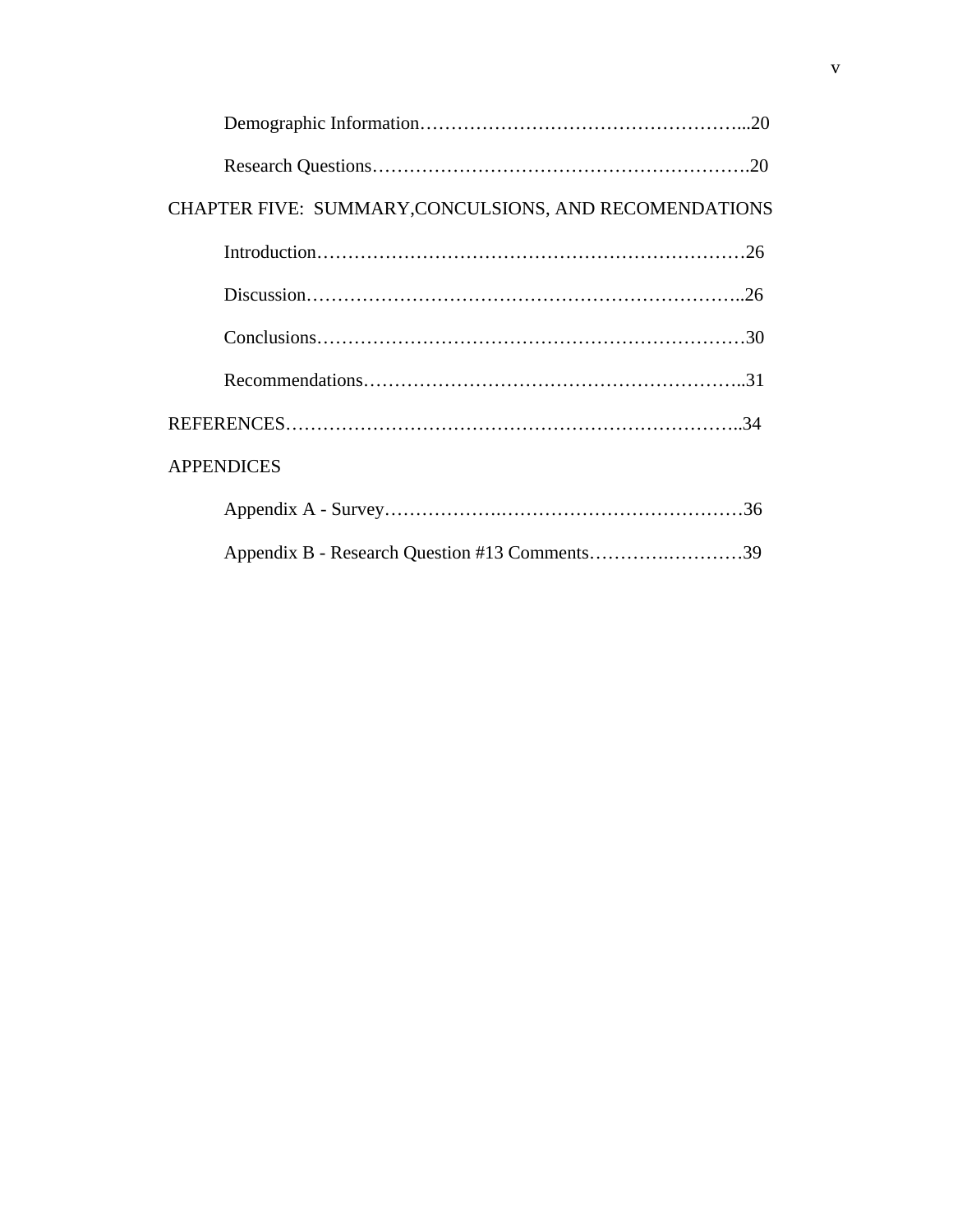Demographic Information……………………………………………...20

Research Questions…………………………………………………….20

CHAPTER FIVE:  SUMMARY,CONCULSIONS, AND RECOMENDATIONS

Introduction……………………………………………………………26

Discussion……………………………………………………………..26

Conclusions……………………………………………………………30

Recommendations……………………………………………………..31

REFERENCES………………………………………………………………..34

APPENDICES

Appendix A - Survey………………….…………………………………36

Appendix B - Research Question #13 Comments……….…………39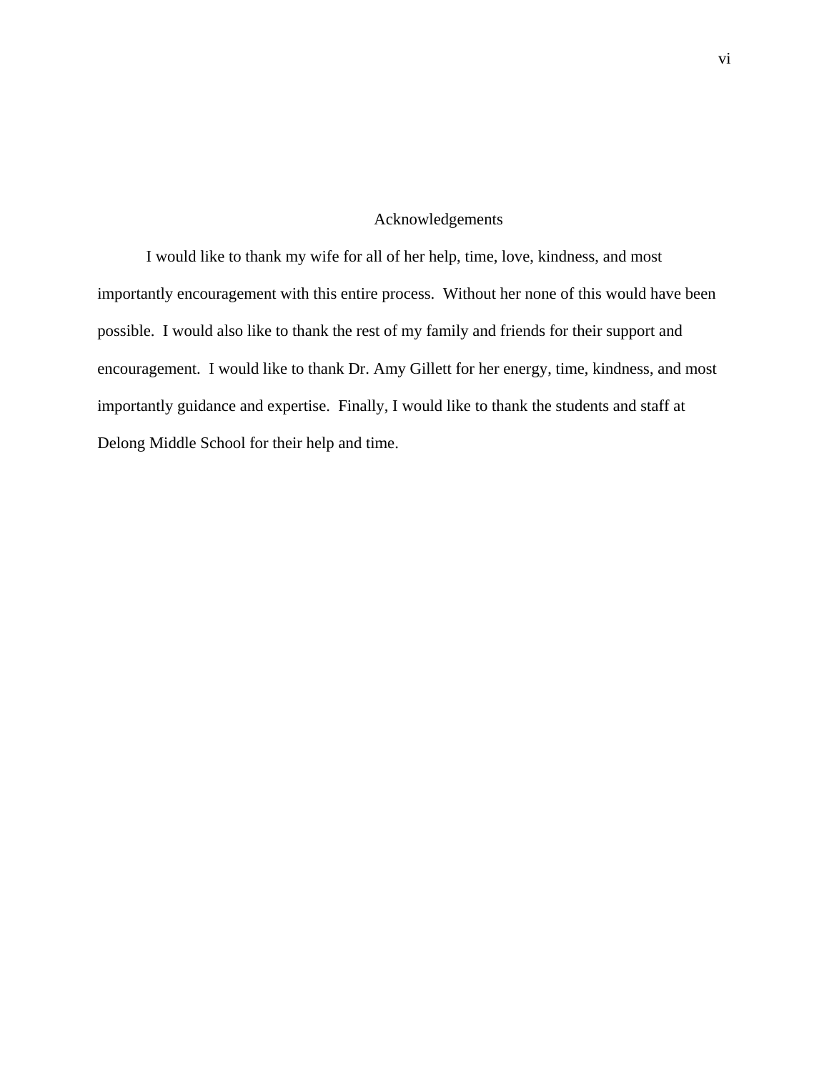# Acknowledgements

I would like to thank my wife for all of her help, time, love, kindness, and most importantly encouragement with this entire process. Without her none of this would have been possible. I would also like to thank the rest of my family and friends for their support and encouragement. I would like to thank Dr. Amy Gillett for her energy, time, kindness, and most importantly guidance and expertise. Finally, I would like to thank the students and staff at Delong Middle School for their help and time.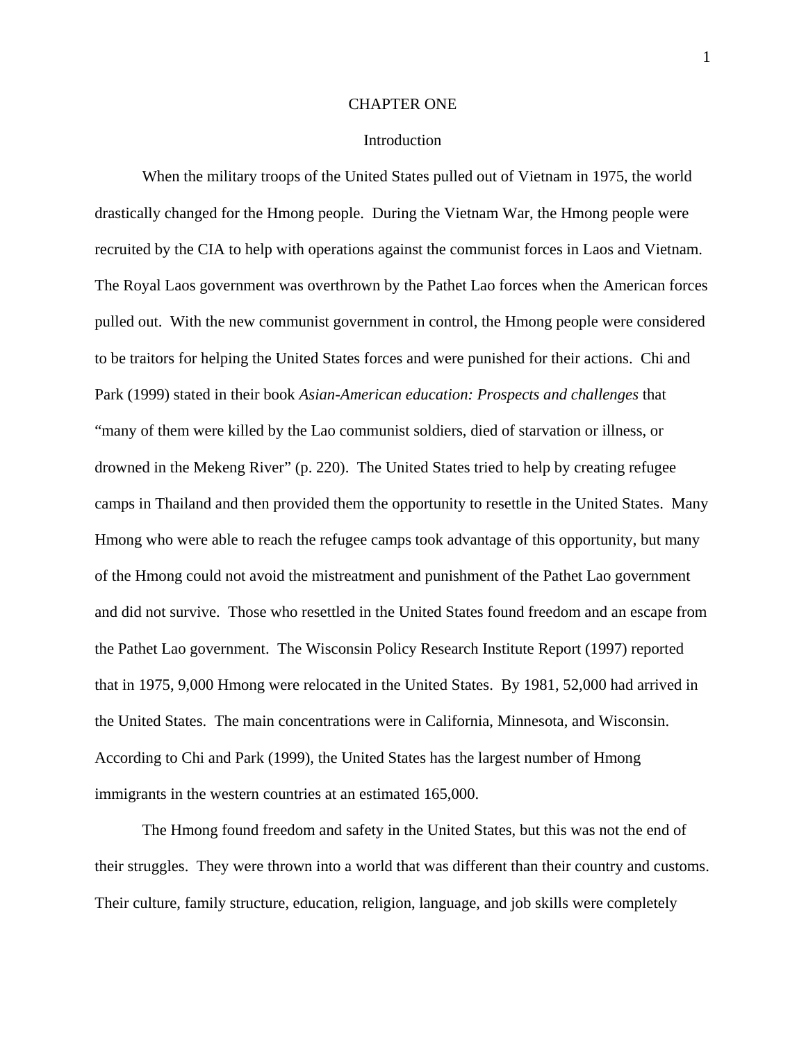# CHAPTER ONE

## Introduction

When the military troops of the United States pulled out of Vietnam in 1975, the world drastically changed for the Hmong people. During the Vietnam War, the Hmong people were recruited by the CIA to help with operations against the communist forces in Laos and Vietnam. The Royal Laos government was overthrown by the Pathet Lao forces when the American forces pulled out. With the new communist government in control, the Hmong people were considered to be traitors for helping the United States forces and were punished for their actions. Chi and Park (1999) stated in their book *Asian-American education: Prospects and challenges* that "many of them were killed by the Lao communist soldiers, died of starvation or illness, or drowned in the Mekeng River" (p. 220). The United States tried to help by creating refugee camps in Thailand and then provided them the opportunity to resettle in the United States. Many Hmong who were able to reach the refugee camps took advantage of this opportunity, but many of the Hmong could not avoid the mistreatment and punishment of the Pathet Lao government and did not survive. Those who resettled in the United States found freedom and an escape from the Pathet Lao government. The Wisconsin Policy Research Institute Report (1997) reported that in 1975, 9,000 Hmong were relocated in the United States. By 1981, 52,000 had arrived in the United States. The main concentrations were in California, Minnesota, and Wisconsin. According to Chi and Park (1999), the United States has the largest number of Hmong immigrants in the western countries at an estimated 165,000.

The Hmong found freedom and safety in the United States, but this was not the end of their struggles. They were thrown into a world that was different than their country and customs. Their culture, family structure, education, religion, language, and job skills were completely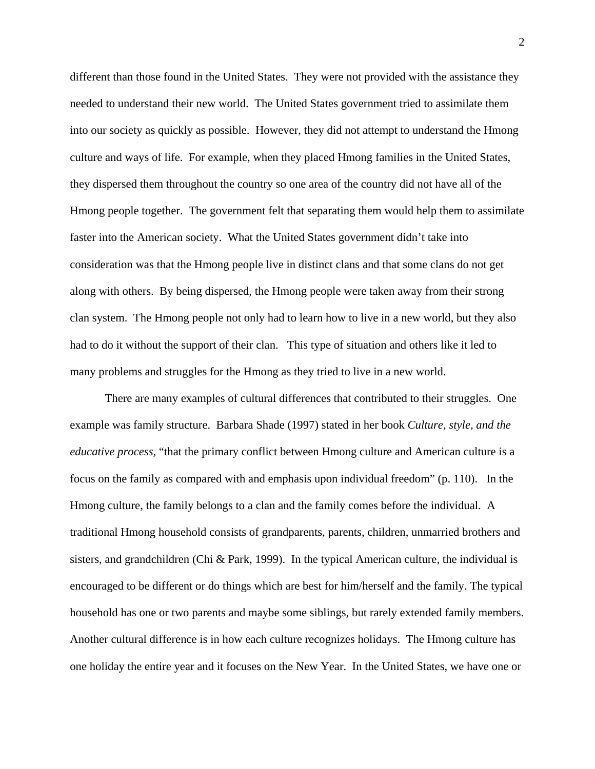different than those found in the United States. They were not provided with the assistance they needed to understand their new world. The United States government tried to assimilate them into our society as quickly as possible. However, they did not attempt to understand the Hmong culture and ways of life. For example, when they placed Hmong families in the United States, they dispersed them throughout the country so one area of the country did not have all of the Hmong people together. The government felt that separating them would help them to assimilate faster into the American society. What the United States government didn't take into consideration was that the Hmong people live in distinct clans and that some clans do not get along with others. By being dispersed, the Hmong people were taken away from their strong clan system. The Hmong people not only had to learn how to live in a new world, but they also had to do it without the support of their clan. This type of situation and others like it led to many problems and struggles for the Hmong as they tried to live in a new world.

There are many examples of cultural differences that contributed to their struggles. One example was family structure. Barbara Shade (1997) stated in her book *Culture, style, and the educative process,* "that the primary conflict between Hmong culture and American culture is a focus on the family as compared with and emphasis upon individual freedom" (p. 110). In the Hmong culture, the family belongs to a clan and the family comes before the individual. A traditional Hmong household consists of grandparents, parents, children, unmarried brothers and sisters, and grandchildren (Chi & Park, 1999). In the typical American culture, the individual is encouraged to be different or do things which are best for him/herself and the family. The typical household has one or two parents and maybe some siblings, but rarely extended family members. Another cultural difference is in how each culture recognizes holidays. The Hmong culture has one holiday the entire year and it focuses on the New Year. In the United States, we have one or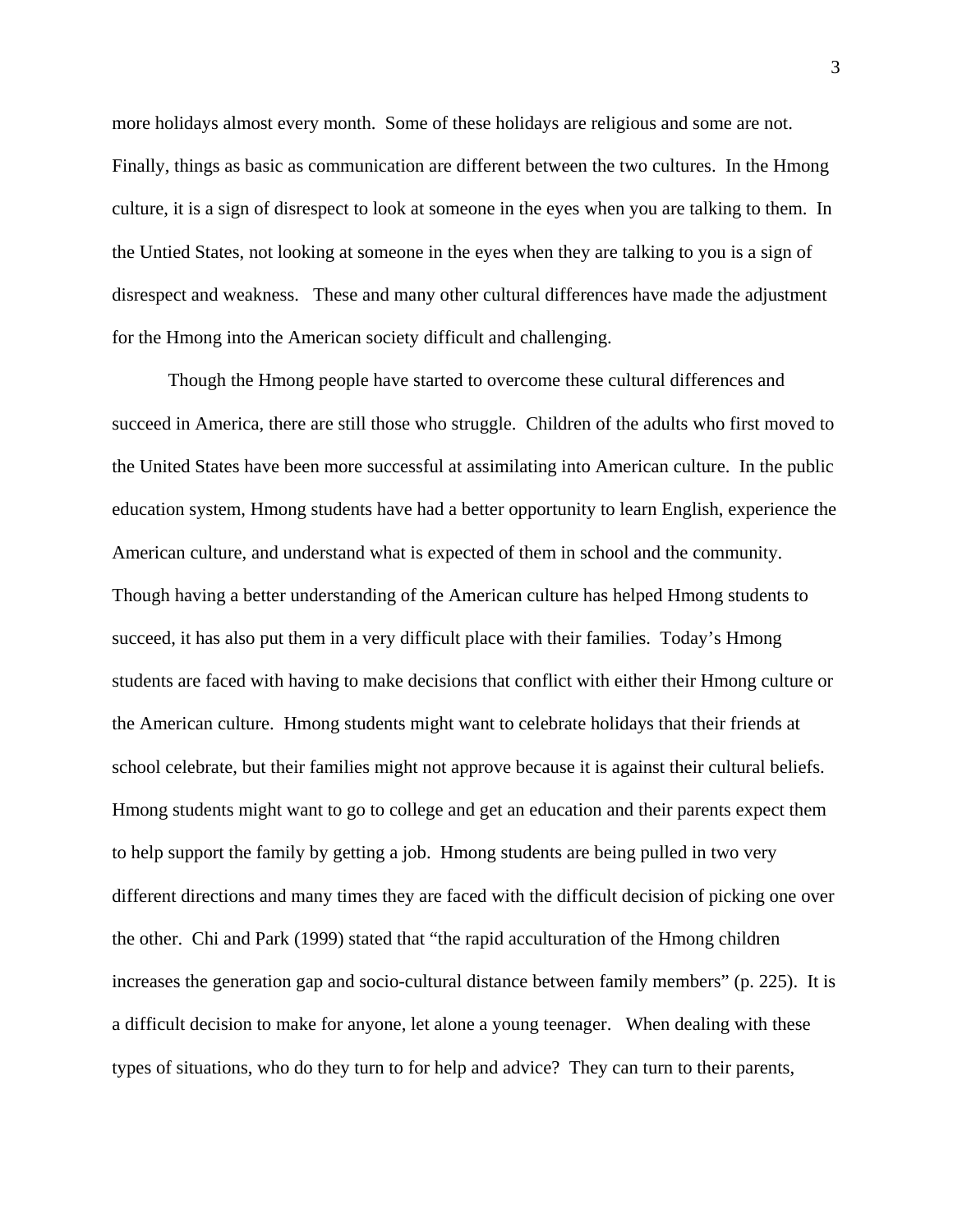more holidays almost every month.  Some of these holidays are religious and some are not. Finally, things as basic as communication are different between the two cultures.  In the Hmong culture, it is a sign of disrespect to look at someone in the eyes when you are talking to them.  In the Untied States, not looking at someone in the eyes when they are talking to you is a sign of disrespect and weakness.   These and many other cultural differences have made the adjustment for the Hmong into the American society difficult and challenging.

Though the Hmong people have started to overcome these cultural differences and succeed in America, there are still those who struggle.  Children of the adults who first moved to the United States have been more successful at assimilating into American culture.  In the public education system, Hmong students have had a better opportunity to learn English, experience the American culture, and understand what is expected of them in school and the community. Though having a better understanding of the American culture has helped Hmong students to succeed, it has also put them in a very difficult place with their families.  Today's Hmong students are faced with having to make decisions that conflict with either their Hmong culture or the American culture.  Hmong students might want to celebrate holidays that their friends at school celebrate, but their families might not approve because it is against their cultural beliefs. Hmong students might want to go to college and get an education and their parents expect them to help support the family by getting a job.  Hmong students are being pulled in two very different directions and many times they are faced with the difficult decision of picking one over the other.  Chi and Park (1999) stated that "the rapid acculturation of the Hmong children increases the generation gap and socio-cultural distance between family members" (p. 225).  It is a difficult decision to make for anyone, let alone a young teenager.   When dealing with these types of situations, who do they turn to for help and advice?  They can turn to their parents,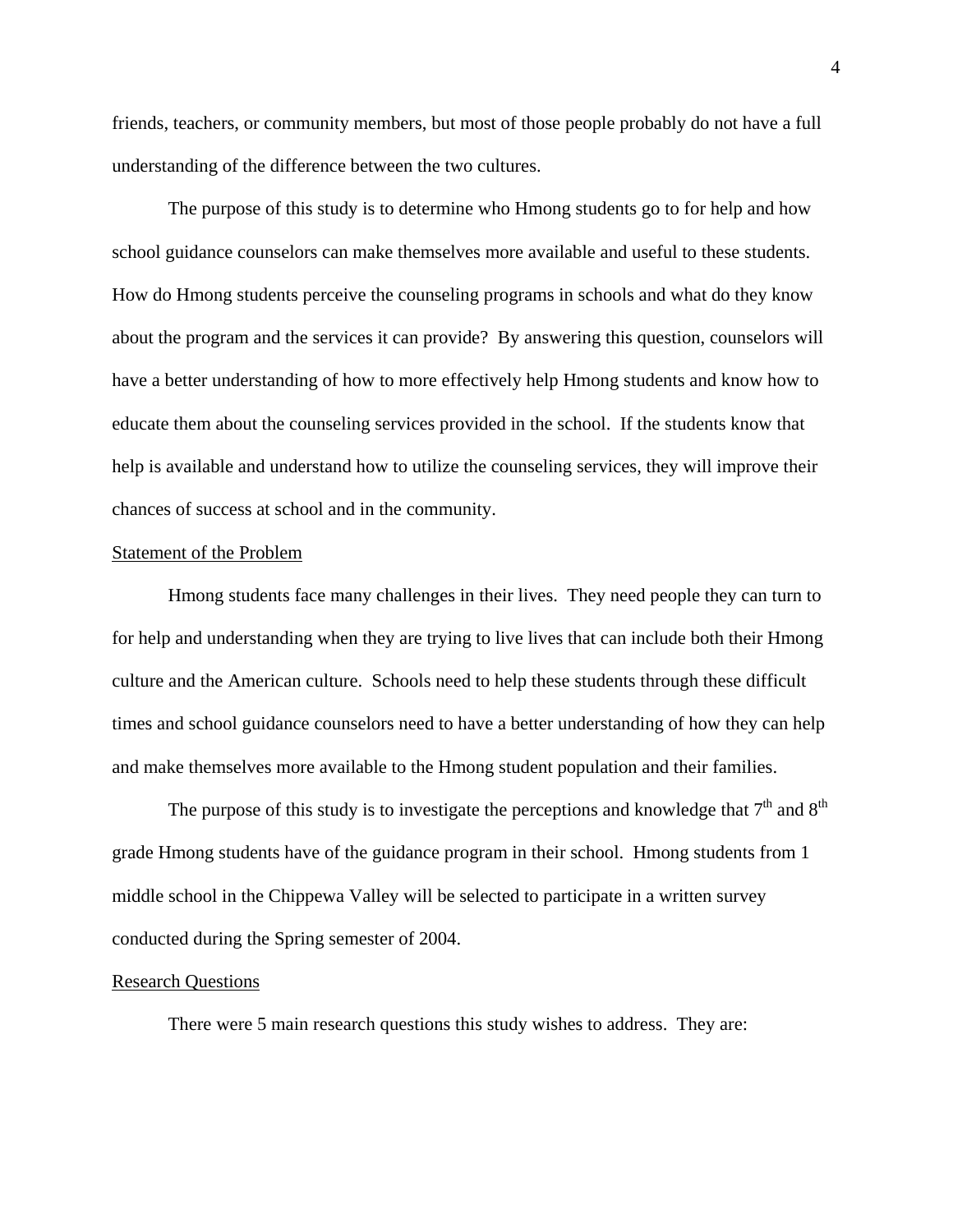friends, teachers, or community members, but most of those people probably do not have a full understanding of the difference between the two cultures.

The purpose of this study is to determine who Hmong students go to for help and how school guidance counselors can make themselves more available and useful to these students. How do Hmong students perceive the counseling programs in schools and what do they know about the program and the services it can provide? By answering this question, counselors will have a better understanding of how to more effectively help Hmong students and know how to educate them about the counseling services provided in the school. If the students know that help is available and understand how to utilize the counseling services, they will improve their chances of success at school and in the community.

## Statement of the Problem

Hmong students face many challenges in their lives. They need people they can turn to for help and understanding when they are trying to live lives that can include both their Hmong culture and the American culture. Schools need to help these students through these difficult times and school guidance counselors need to have a better understanding of how they can help and make themselves more available to the Hmong student population and their families.

The purpose of this study is to investigate the perceptions and knowledge that 7th and 8th grade Hmong students have of the guidance program in their school. Hmong students from 1 middle school in the Chippewa Valley will be selected to participate in a written survey conducted during the Spring semester of 2004.

## Research Questions

There were 5 main research questions this study wishes to address. They are: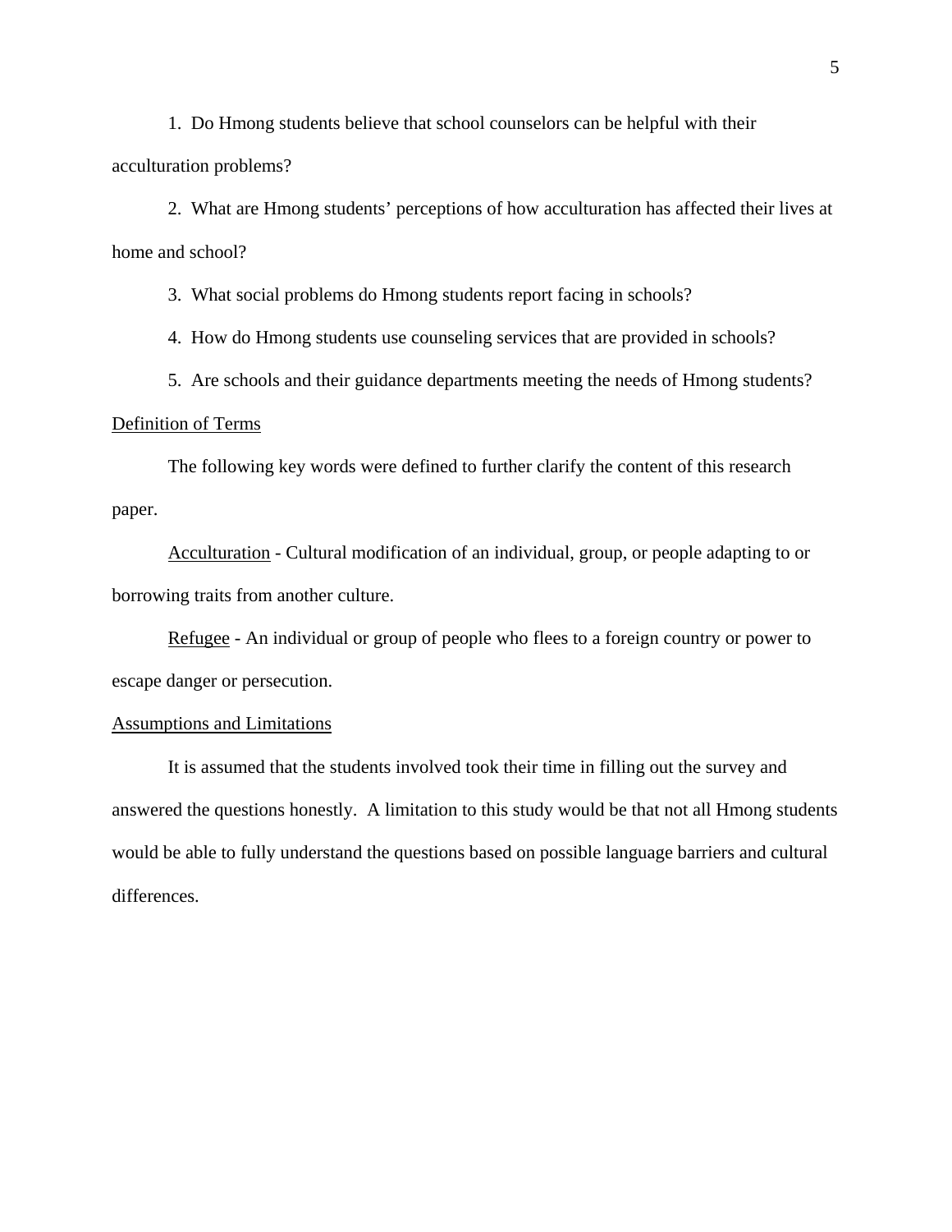1. Do Hmong students believe that school counselors can be helpful with their acculturation problems?

2. What are Hmong students' perceptions of how acculturation has affected their lives at home and school?

3. What social problems do Hmong students report facing in schools?

4. How do Hmong students use counseling services that are provided in schools?

5. Are schools and their guidance departments meeting the needs of Hmong students?

## Definition of Terms

The following key words were defined to further clarify the content of this research paper.

Acculturation - Cultural modification of an individual, group, or people adapting to or borrowing traits from another culture.

Refugee - An individual or group of people who flees to a foreign country or power to escape danger or persecution.

## Assumptions and Limitations

It is assumed that the students involved took their time in filling out the survey and answered the questions honestly. A limitation to this study would be that not all Hmong students would be able to fully understand the questions based on possible language barriers and cultural differences.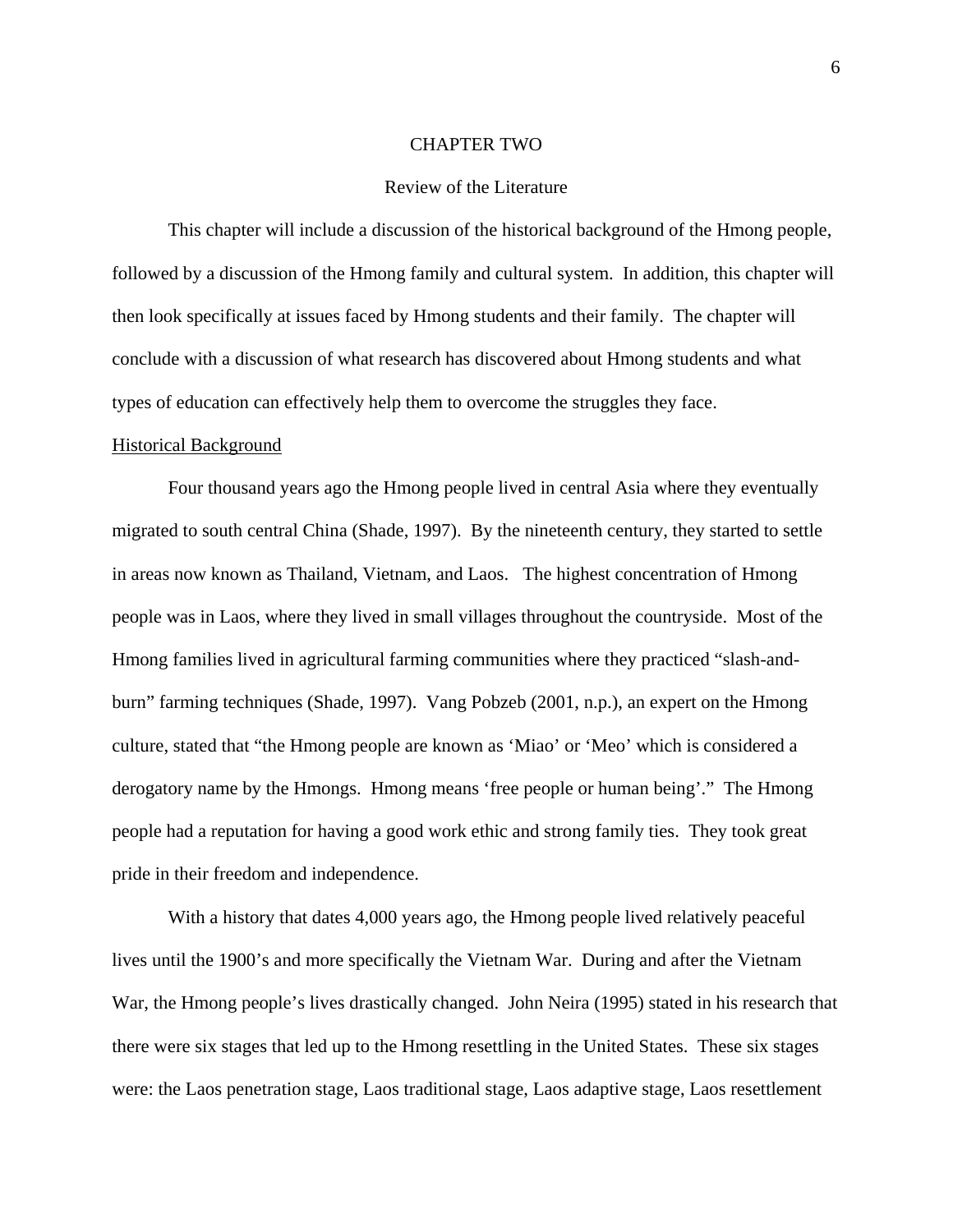# CHAPTER TWO

## Review of the Literature

This chapter will include a discussion of the historical background of the Hmong people, followed by a discussion of the Hmong family and cultural system. In addition, this chapter will then look specifically at issues faced by Hmong students and their family. The chapter will conclude with a discussion of what research has discovered about Hmong students and what types of education can effectively help them to overcome the struggles they face.

### Historical Background

Four thousand years ago the Hmong people lived in central Asia where they eventually migrated to south central China (Shade, 1997). By the nineteenth century, they started to settle in areas now known as Thailand, Vietnam, and Laos. The highest concentration of Hmong people was in Laos, where they lived in small villages throughout the countryside. Most of the Hmong families lived in agricultural farming communities where they practiced "slash-and-burn" farming techniques (Shade, 1997). Vang Pobzeb (2001, n.p.), an expert on the Hmong culture, stated that "the Hmong people are known as 'Miao' or 'Meo' which is considered a derogatory name by the Hmongs. Hmong means 'free people or human being'." The Hmong people had a reputation for having a good work ethic and strong family ties. They took great pride in their freedom and independence.

With a history that dates 4,000 years ago, the Hmong people lived relatively peaceful lives until the 1900's and more specifically the Vietnam War. During and after the Vietnam War, the Hmong people's lives drastically changed. John Neira (1995) stated in his research that there were six stages that led up to the Hmong resettling in the United States. These six stages were: the Laos penetration stage, Laos traditional stage, Laos adaptive stage, Laos resettlement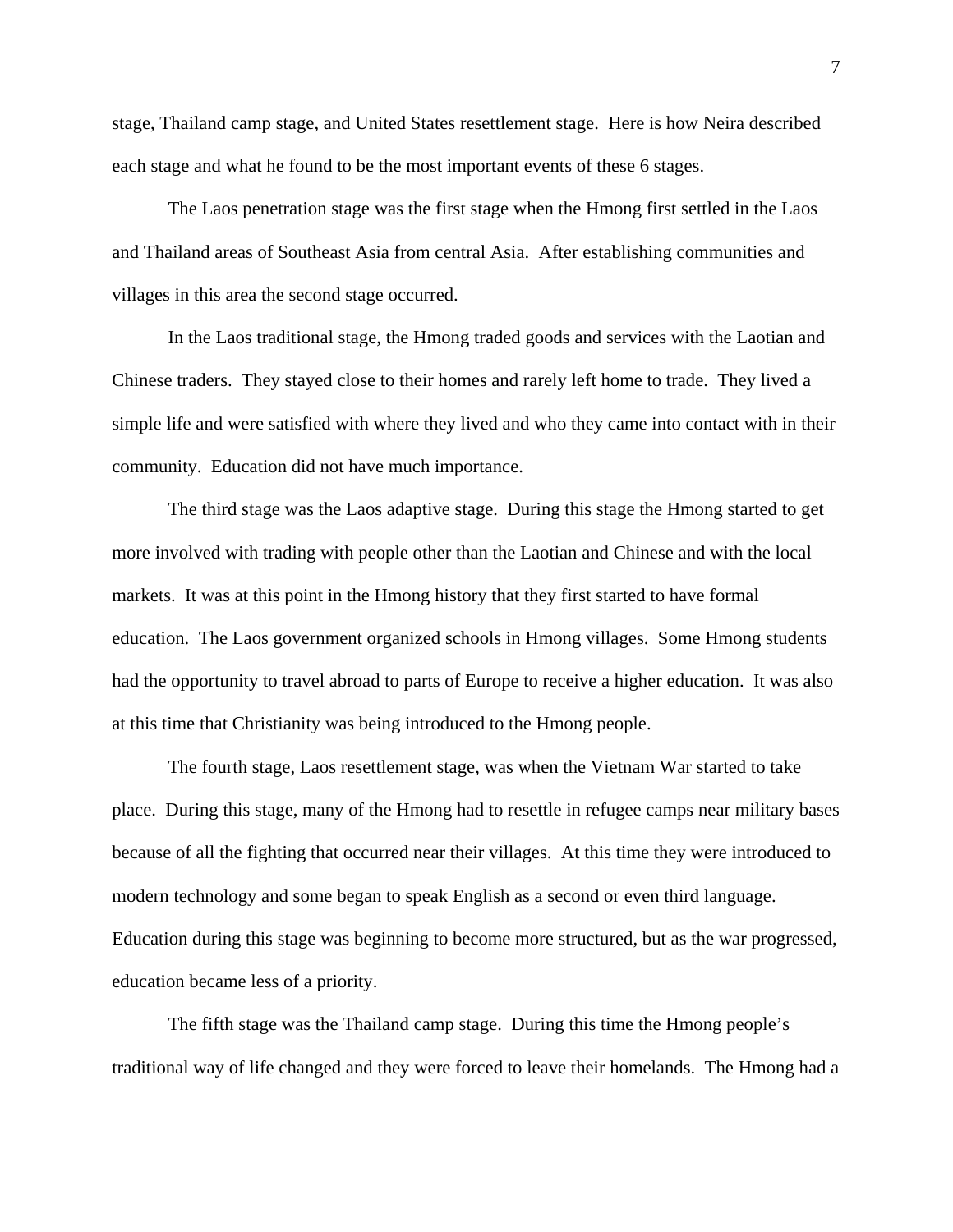stage, Thailand camp stage, and United States resettlement stage. Here is how Neira described each stage and what he found to be the most important events of these 6 stages.

The Laos penetration stage was the first stage when the Hmong first settled in the Laos and Thailand areas of Southeast Asia from central Asia. After establishing communities and villages in this area the second stage occurred.

In the Laos traditional stage, the Hmong traded goods and services with the Laotian and Chinese traders. They stayed close to their homes and rarely left home to trade. They lived a simple life and were satisfied with where they lived and who they came into contact with in their community. Education did not have much importance.

The third stage was the Laos adaptive stage. During this stage the Hmong started to get more involved with trading with people other than the Laotian and Chinese and with the local markets. It was at this point in the Hmong history that they first started to have formal education. The Laos government organized schools in Hmong villages. Some Hmong students had the opportunity to travel abroad to parts of Europe to receive a higher education. It was also at this time that Christianity was being introduced to the Hmong people.

The fourth stage, Laos resettlement stage, was when the Vietnam War started to take place. During this stage, many of the Hmong had to resettle in refugee camps near military bases because of all the fighting that occurred near their villages. At this time they were introduced to modern technology and some began to speak English as a second or even third language. Education during this stage was beginning to become more structured, but as the war progressed, education became less of a priority.

The fifth stage was the Thailand camp stage. During this time the Hmong people's traditional way of life changed and they were forced to leave their homelands. The Hmong had a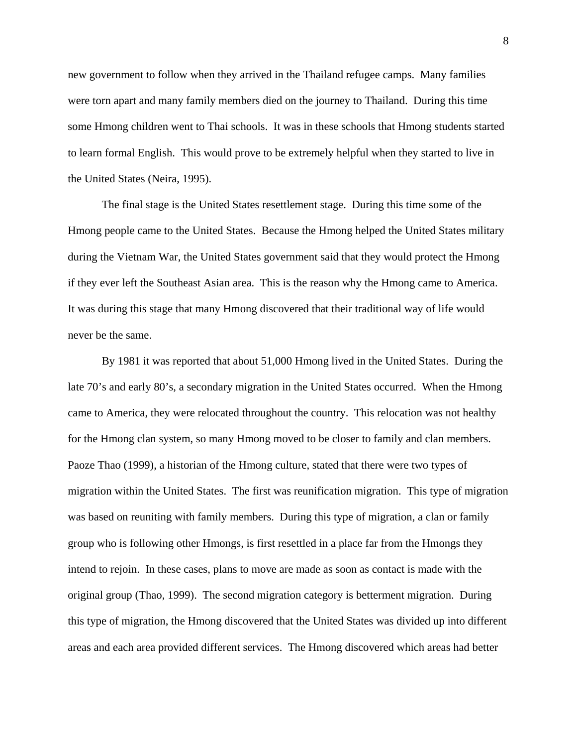new government to follow when they arrived in the Thailand refugee camps. Many families were torn apart and many family members died on the journey to Thailand. During this time some Hmong children went to Thai schools. It was in these schools that Hmong students started to learn formal English. This would prove to be extremely helpful when they started to live in the United States (Neira, 1995).

The final stage is the United States resettlement stage. During this time some of the Hmong people came to the United States. Because the Hmong helped the United States military during the Vietnam War, the United States government said that they would protect the Hmong if they ever left the Southeast Asian area. This is the reason why the Hmong came to America. It was during this stage that many Hmong discovered that their traditional way of life would never be the same.

By 1981 it was reported that about 51,000 Hmong lived in the United States. During the late 70's and early 80's, a secondary migration in the United States occurred. When the Hmong came to America, they were relocated throughout the country. This relocation was not healthy for the Hmong clan system, so many Hmong moved to be closer to family and clan members. Paoze Thao (1999), a historian of the Hmong culture, stated that there were two types of migration within the United States. The first was reunification migration. This type of migration was based on reuniting with family members. During this type of migration, a clan or family group who is following other Hmongs, is first resettled in a place far from the Hmongs they intend to rejoin. In these cases, plans to move are made as soon as contact is made with the original group (Thao, 1999). The second migration category is betterment migration. During this type of migration, the Hmong discovered that the United States was divided up into different areas and each area provided different services. The Hmong discovered which areas had better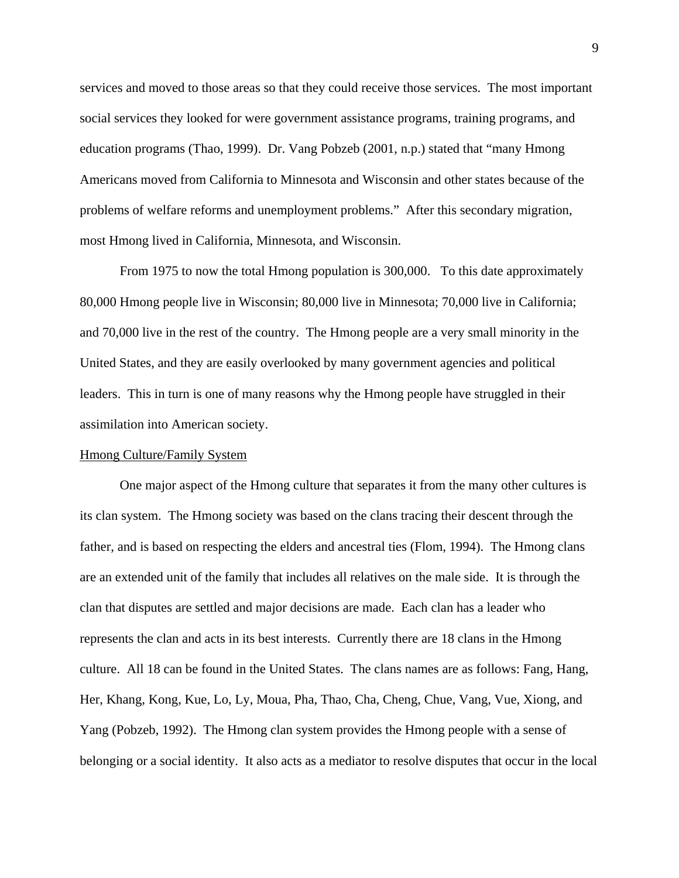services and moved to those areas so that they could receive those services. The most important social services they looked for were government assistance programs, training programs, and education programs (Thao, 1999). Dr. Vang Pobzeb (2001, n.p.) stated that "many Hmong Americans moved from California to Minnesota and Wisconsin and other states because of the problems of welfare reforms and unemployment problems." After this secondary migration, most Hmong lived in California, Minnesota, and Wisconsin.

From 1975 to now the total Hmong population is 300,000. To this date approximately 80,000 Hmong people live in Wisconsin; 80,000 live in Minnesota; 70,000 live in California; and 70,000 live in the rest of the country. The Hmong people are a very small minority in the United States, and they are easily overlooked by many government agencies and political leaders. This in turn is one of many reasons why the Hmong people have struggled in their assimilation into American society.

## Hmong Culture/Family System

One major aspect of the Hmong culture that separates it from the many other cultures is its clan system. The Hmong society was based on the clans tracing their descent through the father, and is based on respecting the elders and ancestral ties (Flom, 1994). The Hmong clans are an extended unit of the family that includes all relatives on the male side. It is through the clan that disputes are settled and major decisions are made. Each clan has a leader who represents the clan and acts in its best interests. Currently there are 18 clans in the Hmong culture. All 18 can be found in the United States. The clans names are as follows: Fang, Hang, Her, Khang, Kong, Kue, Lo, Ly, Moua, Pha, Thao, Cha, Cheng, Chue, Vang, Vue, Xiong, and Yang (Pobzeb, 1992). The Hmong clan system provides the Hmong people with a sense of belonging or a social identity. It also acts as a mediator to resolve disputes that occur in the local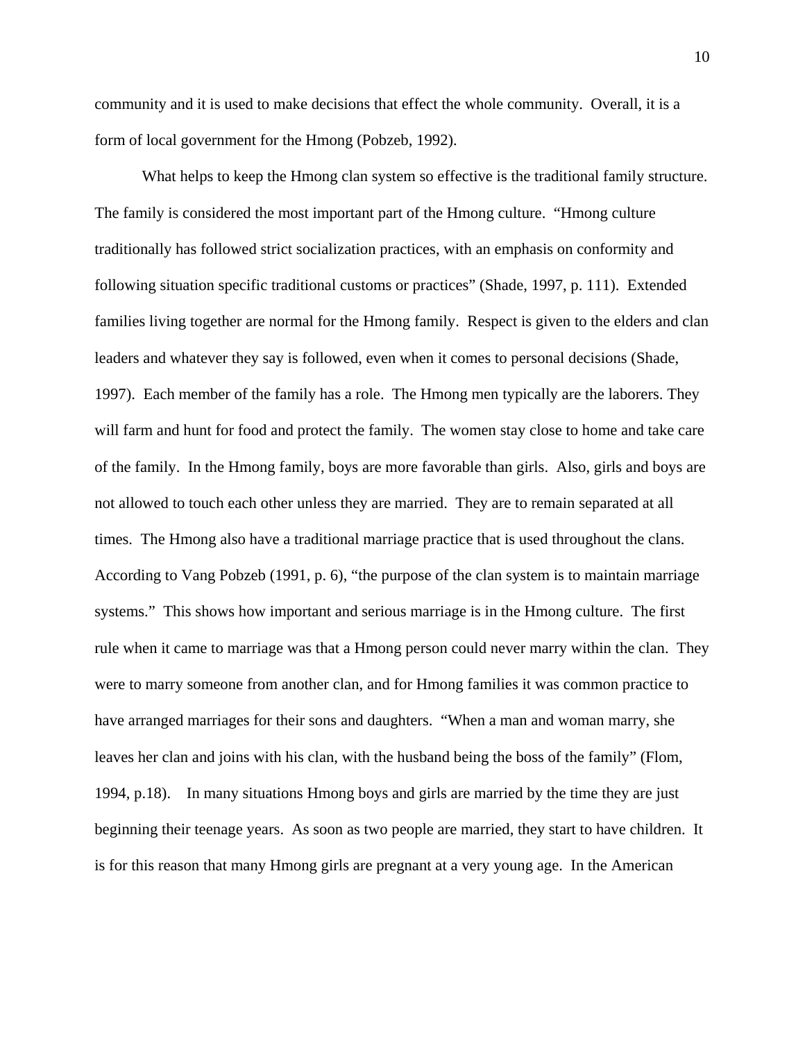community and it is used to make decisions that effect the whole community. Overall, it is a form of local government for the Hmong (Pobzeb, 1992).

What helps to keep the Hmong clan system so effective is the traditional family structure. The family is considered the most important part of the Hmong culture. "Hmong culture traditionally has followed strict socialization practices, with an emphasis on conformity and following situation specific traditional customs or practices" (Shade, 1997, p. 111). Extended families living together are normal for the Hmong family. Respect is given to the elders and clan leaders and whatever they say is followed, even when it comes to personal decisions (Shade, 1997). Each member of the family has a role. The Hmong men typically are the laborers. They will farm and hunt for food and protect the family. The women stay close to home and take care of the family. In the Hmong family, boys are more favorable than girls. Also, girls and boys are not allowed to touch each other unless they are married. They are to remain separated at all times. The Hmong also have a traditional marriage practice that is used throughout the clans. According to Vang Pobzeb (1991, p. 6), "the purpose of the clan system is to maintain marriage systems." This shows how important and serious marriage is in the Hmong culture. The first rule when it came to marriage was that a Hmong person could never marry within the clan. They were to marry someone from another clan, and for Hmong families it was common practice to have arranged marriages for their sons and daughters. "When a man and woman marry, she leaves her clan and joins with his clan, with the husband being the boss of the family" (Flom, 1994, p.18). In many situations Hmong boys and girls are married by the time they are just beginning their teenage years. As soon as two people are married, they start to have children. It is for this reason that many Hmong girls are pregnant at a very young age. In the American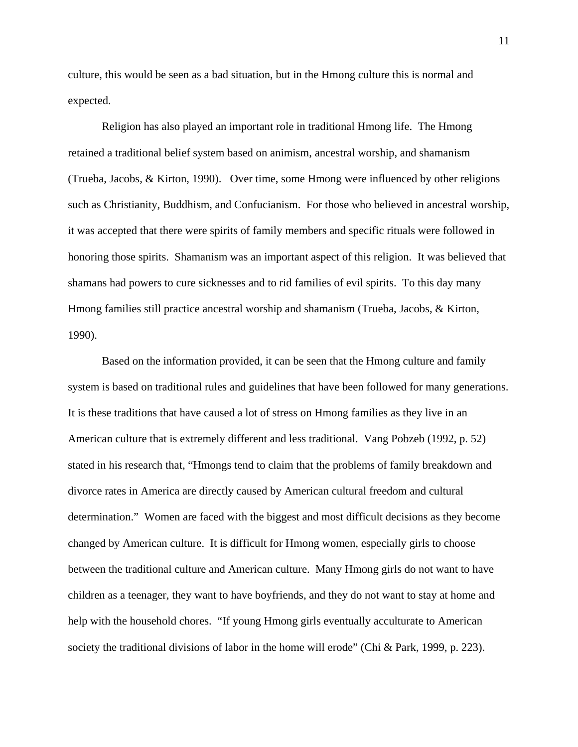culture, this would be seen as a bad situation, but in the Hmong culture this is normal and expected.

Religion has also played an important role in traditional Hmong life. The Hmong retained a traditional belief system based on animism, ancestral worship, and shamanism (Trueba, Jacobs, & Kirton, 1990). Over time, some Hmong were influenced by other religions such as Christianity, Buddhism, and Confucianism. For those who believed in ancestral worship, it was accepted that there were spirits of family members and specific rituals were followed in honoring those spirits. Shamanism was an important aspect of this religion. It was believed that shamans had powers to cure sicknesses and to rid families of evil spirits. To this day many Hmong families still practice ancestral worship and shamanism (Trueba, Jacobs, & Kirton, 1990).

Based on the information provided, it can be seen that the Hmong culture and family system is based on traditional rules and guidelines that have been followed for many generations. It is these traditions that have caused a lot of stress on Hmong families as they live in an American culture that is extremely different and less traditional. Vang Pobzeb (1992, p. 52) stated in his research that, "Hmongs tend to claim that the problems of family breakdown and divorce rates in America are directly caused by American cultural freedom and cultural determination." Women are faced with the biggest and most difficult decisions as they become changed by American culture. It is difficult for Hmong women, especially girls to choose between the traditional culture and American culture. Many Hmong girls do not want to have children as a teenager, they want to have boyfriends, and they do not want to stay at home and help with the household chores. "If young Hmong girls eventually acculturate to American society the traditional divisions of labor in the home will erode" (Chi & Park, 1999, p. 223).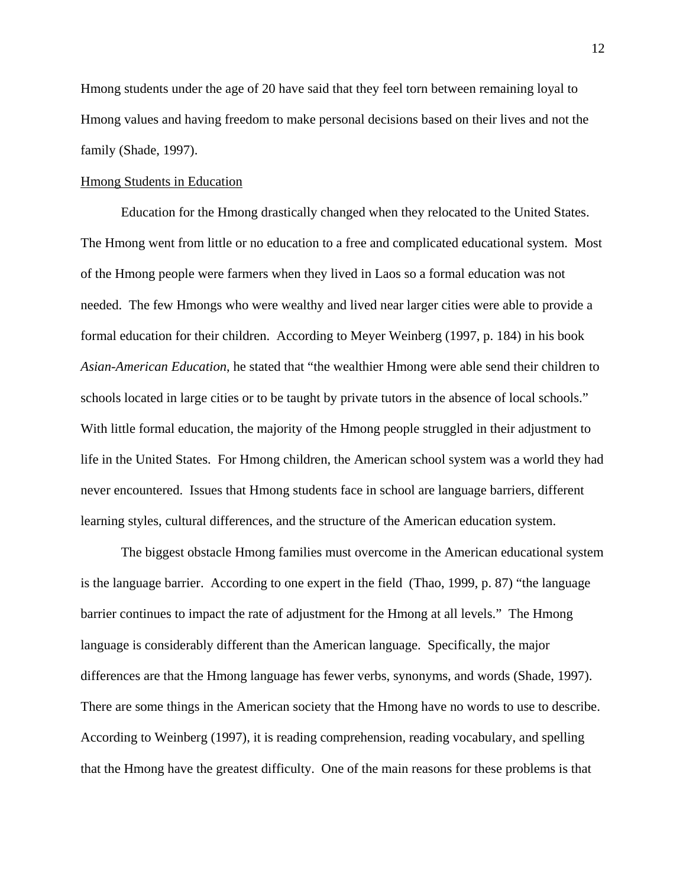Hmong students under the age of 20 have said that they feel torn between remaining loyal to Hmong values and having freedom to make personal decisions based on their lives and not the family (Shade, 1997).

<u>Hmong Students in Education</u>

Education for the Hmong drastically changed when they relocated to the United States. The Hmong went from little or no education to a free and complicated educational system. Most of the Hmong people were farmers when they lived in Laos so a formal education was not needed. The few Hmongs who were wealthy and lived near larger cities were able to provide a formal education for their children. According to Meyer Weinberg (1997, p. 184) in his book *Asian-American Education*, he stated that "the wealthier Hmong were able send their children to schools located in large cities or to be taught by private tutors in the absence of local schools." With little formal education, the majority of the Hmong people struggled in their adjustment to life in the United States. For Hmong children, the American school system was a world they had never encountered. Issues that Hmong students face in school are language barriers, different learning styles, cultural differences, and the structure of the American education system.

The biggest obstacle Hmong families must overcome in the American educational system is the language barrier. According to one expert in the field (Thao, 1999, p. 87) "the language barrier continues to impact the rate of adjustment for the Hmong at all levels." The Hmong language is considerably different than the American language. Specifically, the major differences are that the Hmong language has fewer verbs, synonyms, and words (Shade, 1997). There are some things in the American society that the Hmong have no words to use to describe. According to Weinberg (1997), it is reading comprehension, reading vocabulary, and spelling that the Hmong have the greatest difficulty. One of the main reasons for these problems is that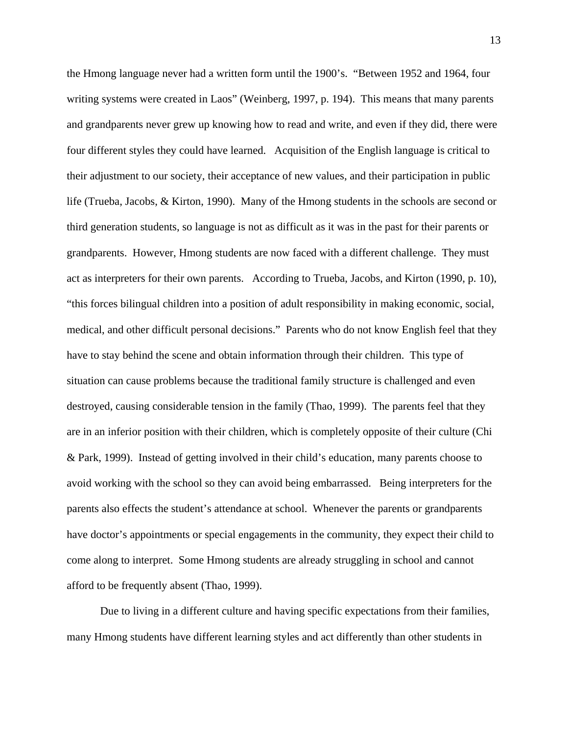the Hmong language never had a written form until the 1900's. "Between 1952 and 1964, four writing systems were created in Laos" (Weinberg, 1997, p. 194). This means that many parents and grandparents never grew up knowing how to read and write, and even if they did, there were four different styles they could have learned. Acquisition of the English language is critical to their adjustment to our society, their acceptance of new values, and their participation in public life (Trueba, Jacobs, & Kirton, 1990). Many of the Hmong students in the schools are second or third generation students, so language is not as difficult as it was in the past for their parents or grandparents. However, Hmong students are now faced with a different challenge. They must act as interpreters for their own parents. According to Trueba, Jacobs, and Kirton (1990, p. 10), "this forces bilingual children into a position of adult responsibility in making economic, social, medical, and other difficult personal decisions." Parents who do not know English feel that they have to stay behind the scene and obtain information through their children. This type of situation can cause problems because the traditional family structure is challenged and even destroyed, causing considerable tension in the family (Thao, 1999). The parents feel that they are in an inferior position with their children, which is completely opposite of their culture (Chi & Park, 1999). Instead of getting involved in their child's education, many parents choose to avoid working with the school so they can avoid being embarrassed. Being interpreters for the parents also effects the student's attendance at school. Whenever the parents or grandparents have doctor's appointments or special engagements in the community, they expect their child to come along to interpret. Some Hmong students are already struggling in school and cannot afford to be frequently absent (Thao, 1999).

Due to living in a different culture and having specific expectations from their families, many Hmong students have different learning styles and act differently than other students in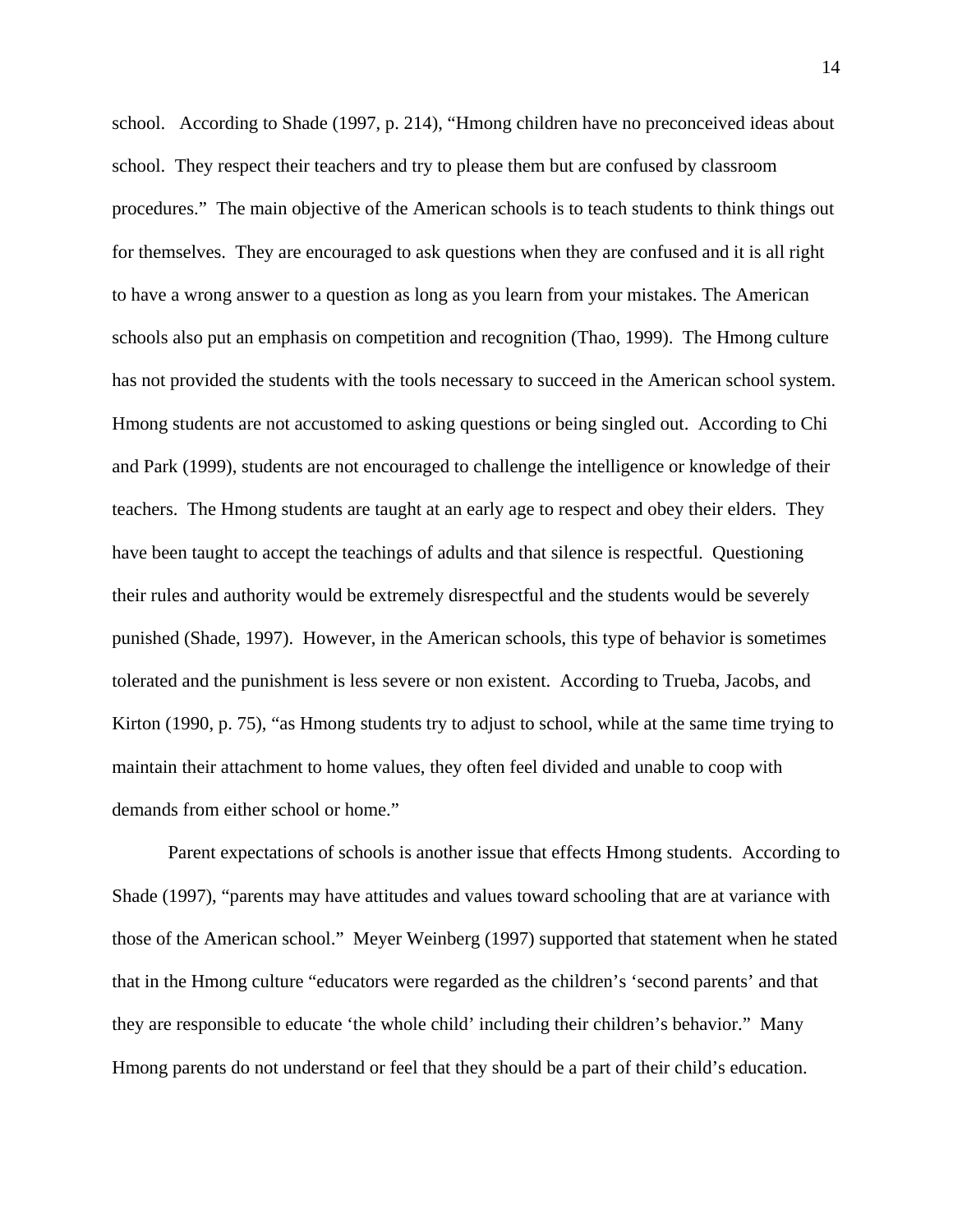school. According to Shade (1997, p. 214), "Hmong children have no preconceived ideas about school. They respect their teachers and try to please them but are confused by classroom procedures." The main objective of the American schools is to teach students to think things out for themselves. They are encouraged to ask questions when they are confused and it is all right to have a wrong answer to a question as long as you learn from your mistakes. The American schools also put an emphasis on competition and recognition (Thao, 1999). The Hmong culture has not provided the students with the tools necessary to succeed in the American school system. Hmong students are not accustomed to asking questions or being singled out. According to Chi and Park (1999), students are not encouraged to challenge the intelligence or knowledge of their teachers. The Hmong students are taught at an early age to respect and obey their elders. They have been taught to accept the teachings of adults and that silence is respectful. Questioning their rules and authority would be extremely disrespectful and the students would be severely punished (Shade, 1997). However, in the American schools, this type of behavior is sometimes tolerated and the punishment is less severe or non existent. According to Trueba, Jacobs, and Kirton (1990, p. 75), "as Hmong students try to adjust to school, while at the same time trying to maintain their attachment to home values, they often feel divided and unable to coop with demands from either school or home."

Parent expectations of schools is another issue that effects Hmong students. According to Shade (1997), "parents may have attitudes and values toward schooling that are at variance with those of the American school." Meyer Weinberg (1997) supported that statement when he stated that in the Hmong culture "educators were regarded as the children's 'second parents' and that they are responsible to educate 'the whole child' including their children's behavior." Many Hmong parents do not understand or feel that they should be a part of their child's education.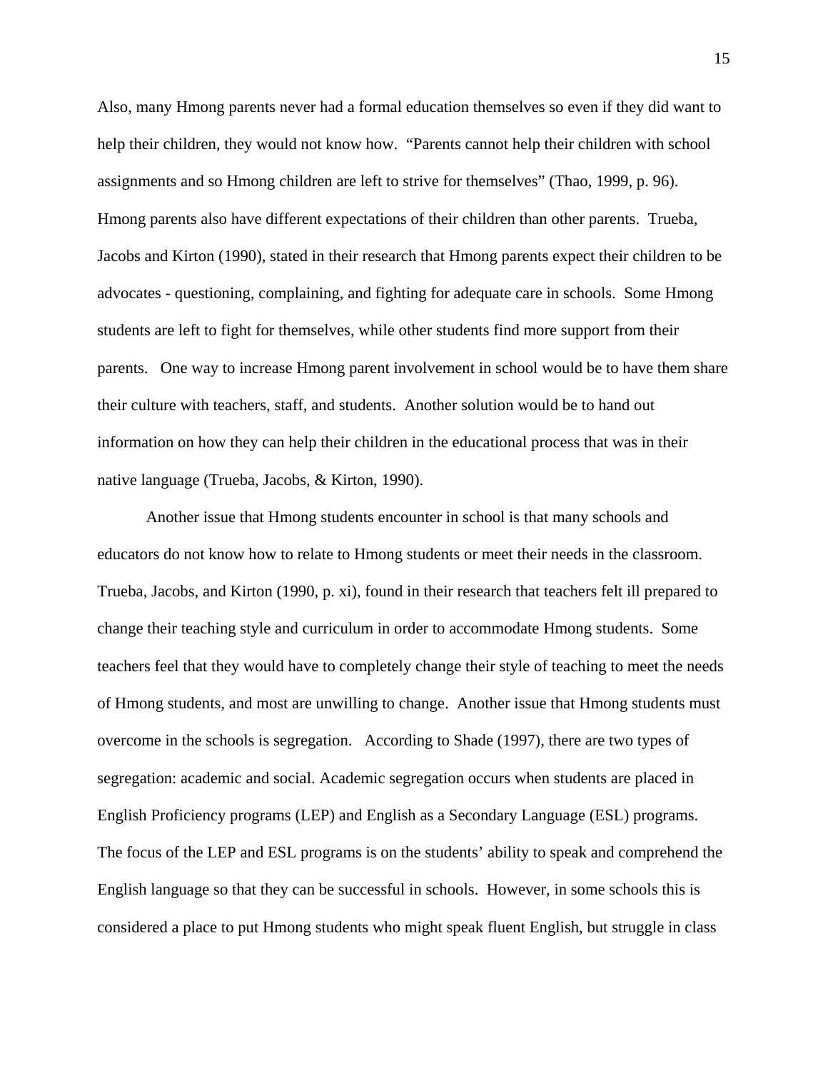Also, many Hmong parents never had a formal education themselves so even if they did want to help their children, they would not know how. "Parents cannot help their children with school assignments and so Hmong children are left to strive for themselves" (Thao, 1999, p. 96). Hmong parents also have different expectations of their children than other parents. Trueba, Jacobs and Kirton (1990), stated in their research that Hmong parents expect their children to be advocates - questioning, complaining, and fighting for adequate care in schools. Some Hmong students are left to fight for themselves, while other students find more support from their parents. One way to increase Hmong parent involvement in school would be to have them share their culture with teachers, staff, and students. Another solution would be to hand out information on how they can help their children in the educational process that was in their native language (Trueba, Jacobs, & Kirton, 1990).

Another issue that Hmong students encounter in school is that many schools and educators do not know how to relate to Hmong students or meet their needs in the classroom. Trueba, Jacobs, and Kirton (1990, p. xi), found in their research that teachers felt ill prepared to change their teaching style and curriculum in order to accommodate Hmong students. Some teachers feel that they would have to completely change their style of teaching to meet the needs of Hmong students, and most are unwilling to change. Another issue that Hmong students must overcome in the schools is segregation. According to Shade (1997), there are two types of segregation: academic and social. Academic segregation occurs when students are placed in English Proficiency programs (LEP) and English as a Secondary Language (ESL) programs. The focus of the LEP and ESL programs is on the students' ability to speak and comprehend the English language so that they can be successful in schools. However, in some schools this is considered a place to put Hmong students who might speak fluent English, but struggle in class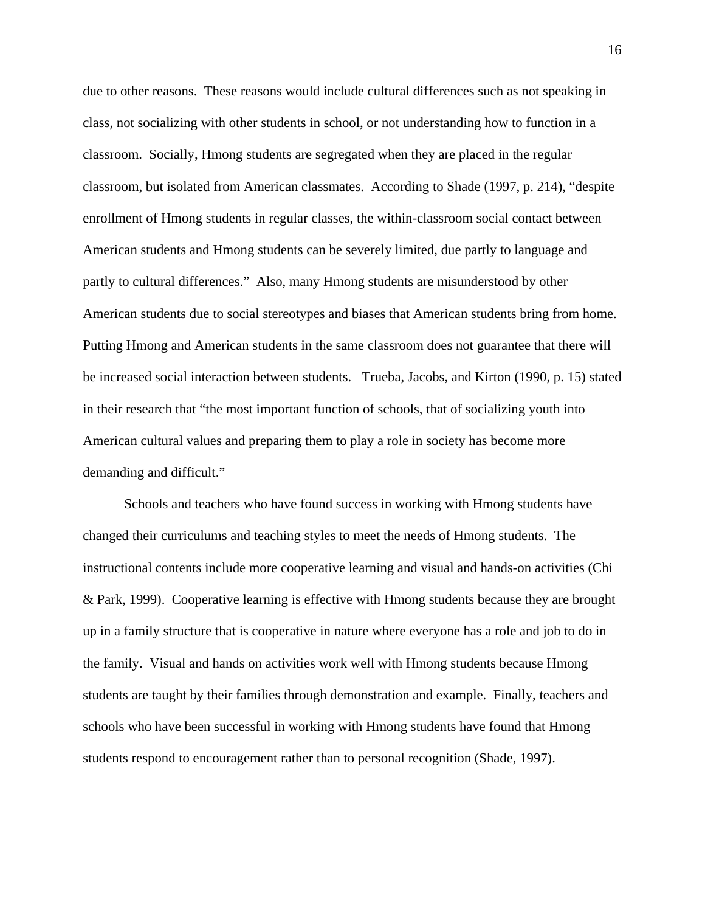due to other reasons. These reasons would include cultural differences such as not speaking in class, not socializing with other students in school, or not understanding how to function in a classroom. Socially, Hmong students are segregated when they are placed in the regular classroom, but isolated from American classmates. According to Shade (1997, p. 214), "despite enrollment of Hmong students in regular classes, the within-classroom social contact between American students and Hmong students can be severely limited, due partly to language and partly to cultural differences." Also, many Hmong students are misunderstood by other American students due to social stereotypes and biases that American students bring from home. Putting Hmong and American students in the same classroom does not guarantee that there will be increased social interaction between students. Trueba, Jacobs, and Kirton (1990, p. 15) stated in their research that "the most important function of schools, that of socializing youth into American cultural values and preparing them to play a role in society has become more demanding and difficult."

Schools and teachers who have found success in working with Hmong students have changed their curriculums and teaching styles to meet the needs of Hmong students. The instructional contents include more cooperative learning and visual and hands-on activities (Chi & Park, 1999). Cooperative learning is effective with Hmong students because they are brought up in a family structure that is cooperative in nature where everyone has a role and job to do in the family. Visual and hands on activities work well with Hmong students because Hmong students are taught by their families through demonstration and example. Finally, teachers and schools who have been successful in working with Hmong students have found that Hmong students respond to encouragement rather than to personal recognition (Shade, 1997).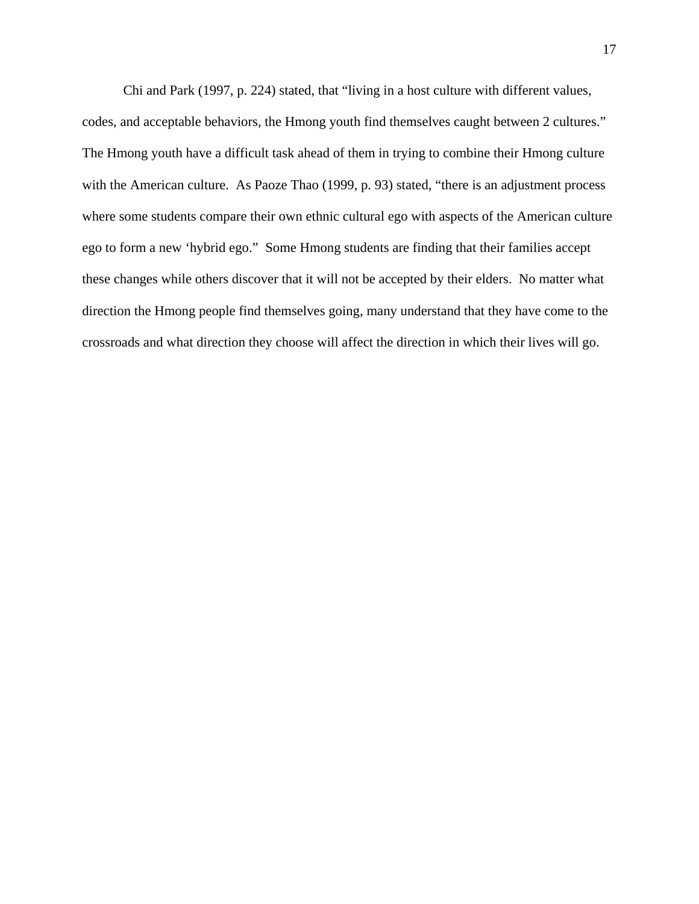Chi and Park (1997, p. 224) stated, that "living in a host culture with different values, codes, and acceptable behaviors, the Hmong youth find themselves caught between 2 cultures." The Hmong youth have a difficult task ahead of them in trying to combine their Hmong culture with the American culture. As Paoze Thao (1999, p. 93) stated, "there is an adjustment process where some students compare their own ethnic cultural ego with aspects of the American culture ego to form a new 'hybrid ego." Some Hmong students are finding that their families accept these changes while others discover that it will not be accepted by their elders. No matter what direction the Hmong people find themselves going, many understand that they have come to the crossroads and what direction they choose will affect the direction in which their lives will go.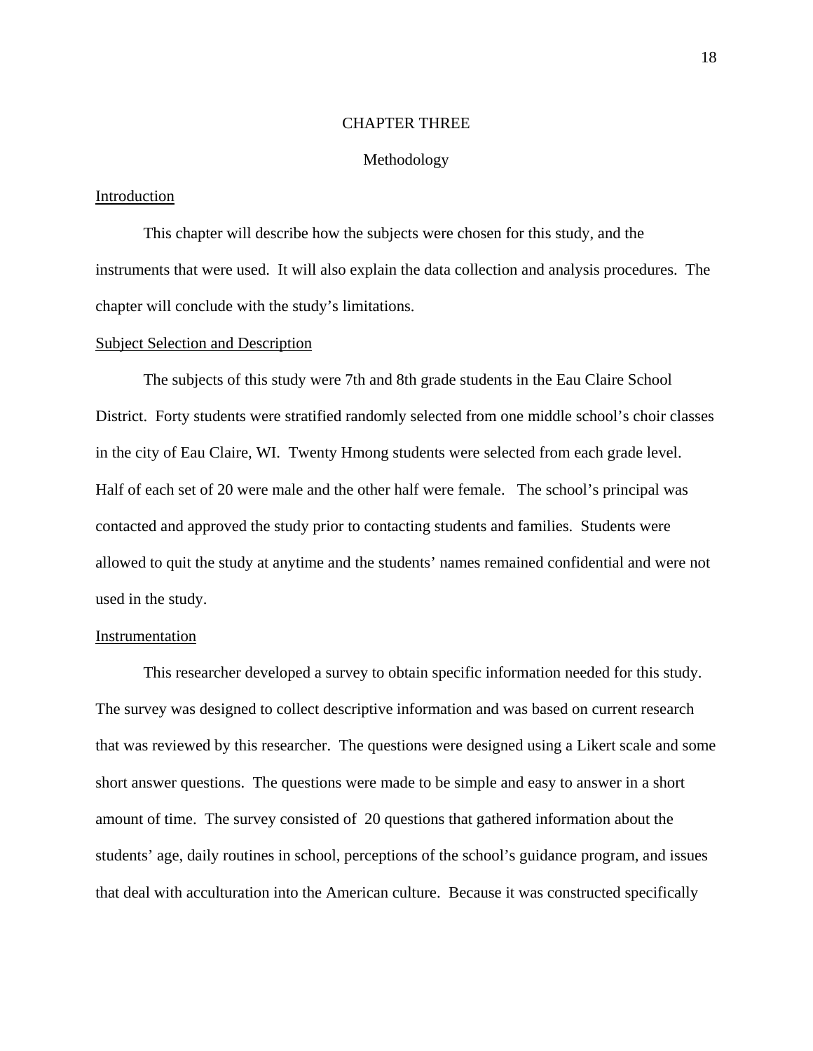# CHAPTER THREE

## Methodology

### Introduction

This chapter will describe how the subjects were chosen for this study, and the instruments that were used. It will also explain the data collection and analysis procedures. The chapter will conclude with the study's limitations.

### Subject Selection and Description

The subjects of this study were 7th and 8th grade students in the Eau Claire School District. Forty students were stratified randomly selected from one middle school's choir classes in the city of Eau Claire, WI. Twenty Hmong students were selected from each grade level. Half of each set of 20 were male and the other half were female. The school's principal was contacted and approved the study prior to contacting students and families. Students were allowed to quit the study at anytime and the students' names remained confidential and were not used in the study.

### Instrumentation

This researcher developed a survey to obtain specific information needed for this study. The survey was designed to collect descriptive information and was based on current research that was reviewed by this researcher. The questions were designed using a Likert scale and some short answer questions. The questions were made to be simple and easy to answer in a short amount of time. The survey consisted of 20 questions that gathered information about the students' age, daily routines in school, perceptions of the school's guidance program, and issues that deal with acculturation into the American culture. Because it was constructed specifically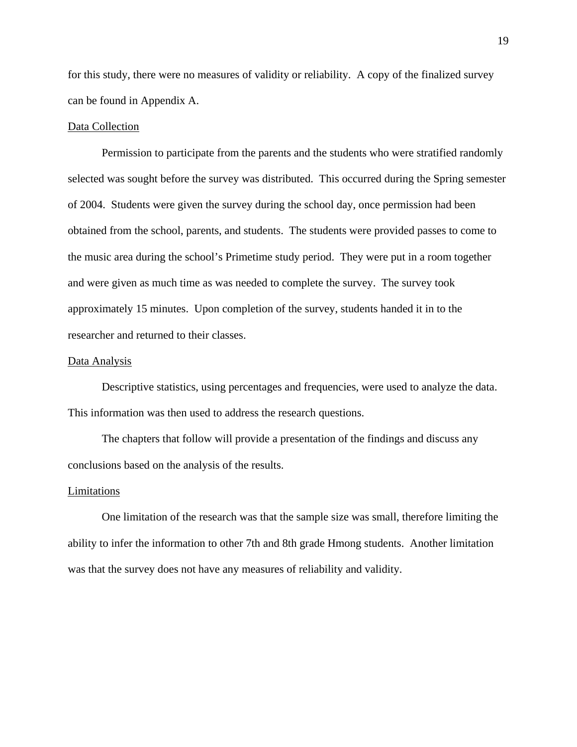for this study, there were no measures of validity or reliability. A copy of the finalized survey can be found in Appendix A.

### Data Collection

Permission to participate from the parents and the students who were stratified randomly selected was sought before the survey was distributed. This occurred during the Spring semester of 2004. Students were given the survey during the school day, once permission had been obtained from the school, parents, and students. The students were provided passes to come to the music area during the school's Primetime study period. They were put in a room together and were given as much time as was needed to complete the survey. The survey took approximately 15 minutes. Upon completion of the survey, students handed it in to the researcher and returned to their classes.

### Data Analysis

Descriptive statistics, using percentages and frequencies, were used to analyze the data. This information was then used to address the research questions.

The chapters that follow will provide a presentation of the findings and discuss any conclusions based on the analysis of the results.

### Limitations

One limitation of the research was that the sample size was small, therefore limiting the ability to infer the information to other 7th and 8th grade Hmong students. Another limitation was that the survey does not have any measures of reliability and validity.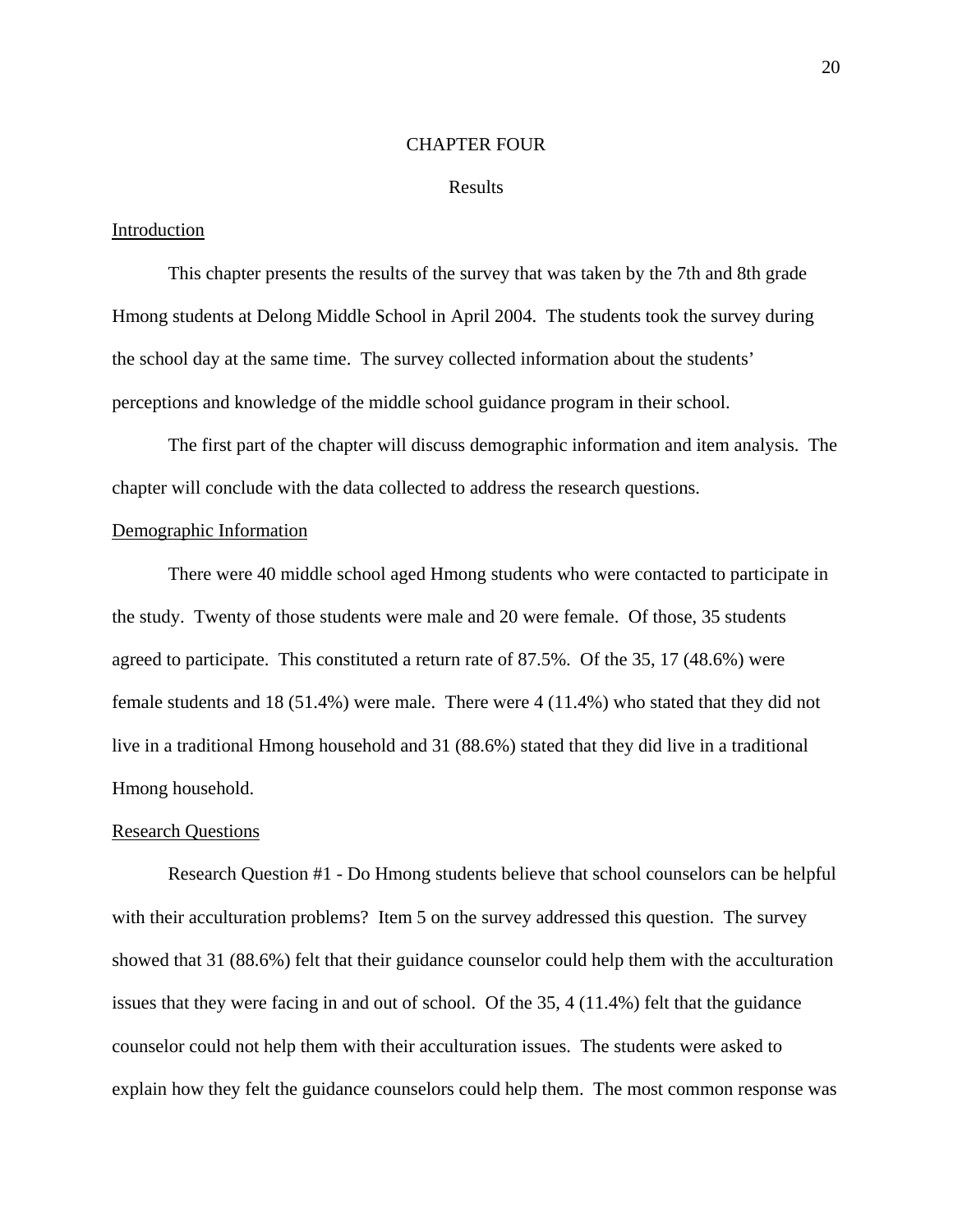# CHAPTER FOUR

## Results

### Introduction

This chapter presents the results of the survey that was taken by the 7th and 8th grade Hmong students at Delong Middle School in April 2004. The students took the survey during the school day at the same time. The survey collected information about the students' perceptions and knowledge of the middle school guidance program in their school.

The first part of the chapter will discuss demographic information and item analysis. The chapter will conclude with the data collected to address the research questions.

### Demographic Information

There were 40 middle school aged Hmong students who were contacted to participate in the study. Twenty of those students were male and 20 were female. Of those, 35 students agreed to participate. This constituted a return rate of 87.5%. Of the 35, 17 (48.6%) were female students and 18 (51.4%) were male. There were 4 (11.4%) who stated that they did not live in a traditional Hmong household and 31 (88.6%) stated that they did live in a traditional Hmong household.

### Research Questions

Research Question #1 - Do Hmong students believe that school counselors can be helpful with their acculturation problems? Item 5 on the survey addressed this question. The survey showed that 31 (88.6%) felt that their guidance counselor could help them with the acculturation issues that they were facing in and out of school. Of the 35, 4 (11.4%) felt that the guidance counselor could not help them with their acculturation issues. The students were asked to explain how they felt the guidance counselors could help them. The most common response was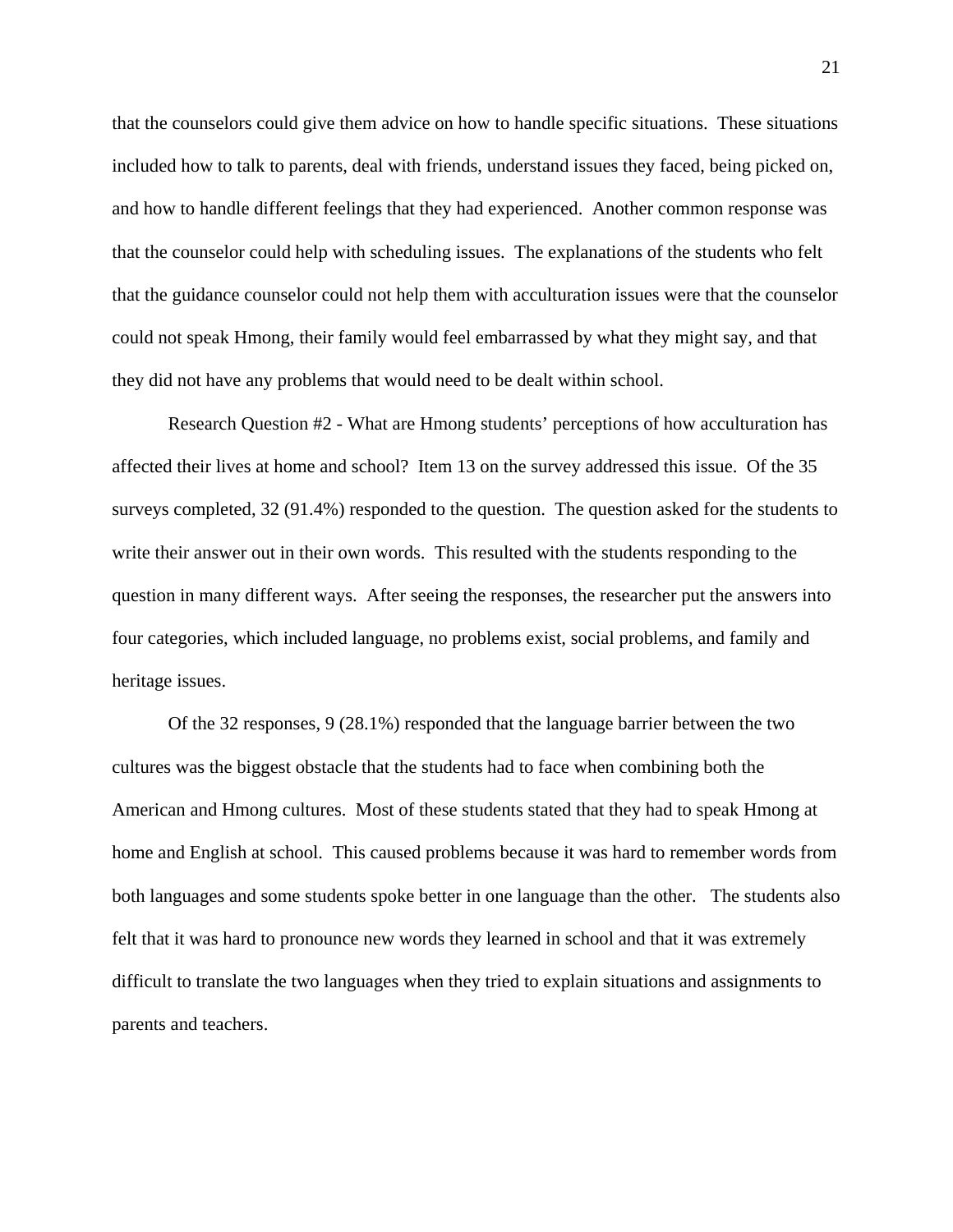that the counselors could give them advice on how to handle specific situations. These situations included how to talk to parents, deal with friends, understand issues they faced, being picked on, and how to handle different feelings that they had experienced. Another common response was that the counselor could help with scheduling issues. The explanations of the students who felt that the guidance counselor could not help them with acculturation issues were that the counselor could not speak Hmong, their family would feel embarrassed by what they might say, and that they did not have any problems that would need to be dealt within school.

Research Question #2 - What are Hmong students' perceptions of how acculturation has affected their lives at home and school? Item 13 on the survey addressed this issue. Of the 35 surveys completed, 32 (91.4%) responded to the question. The question asked for the students to write their answer out in their own words. This resulted with the students responding to the question in many different ways. After seeing the responses, the researcher put the answers into four categories, which included language, no problems exist, social problems, and family and heritage issues.

Of the 32 responses, 9 (28.1%) responded that the language barrier between the two cultures was the biggest obstacle that the students had to face when combining both the American and Hmong cultures. Most of these students stated that they had to speak Hmong at home and English at school. This caused problems because it was hard to remember words from both languages and some students spoke better in one language than the other. The students also felt that it was hard to pronounce new words they learned in school and that it was extremely difficult to translate the two languages when they tried to explain situations and assignments to parents and teachers.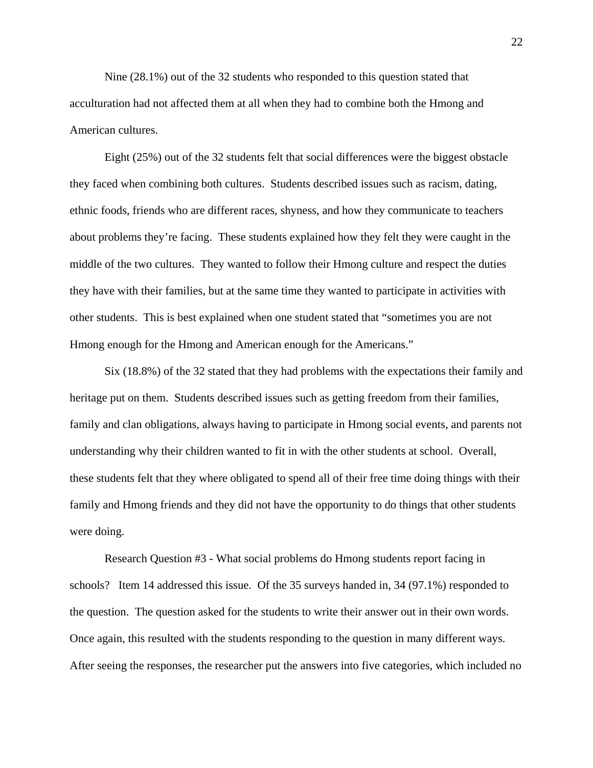Nine (28.1%) out of the 32 students who responded to this question stated that acculturation had not affected them at all when they had to combine both the Hmong and American cultures.

Eight (25%) out of the 32 students felt that social differences were the biggest obstacle they faced when combining both cultures. Students described issues such as racism, dating, ethnic foods, friends who are different races, shyness, and how they communicate to teachers about problems they're facing. These students explained how they felt they were caught in the middle of the two cultures. They wanted to follow their Hmong culture and respect the duties they have with their families, but at the same time they wanted to participate in activities with other students. This is best explained when one student stated that "sometimes you are not Hmong enough for the Hmong and American enough for the Americans."

Six (18.8%) of the 32 stated that they had problems with the expectations their family and heritage put on them. Students described issues such as getting freedom from their families, family and clan obligations, always having to participate in Hmong social events, and parents not understanding why their children wanted to fit in with the other students at school. Overall, these students felt that they where obligated to spend all of their free time doing things with their family and Hmong friends and they did not have the opportunity to do things that other students were doing.

Research Question #3 - What social problems do Hmong students report facing in schools? Item 14 addressed this issue. Of the 35 surveys handed in, 34 (97.1%) responded to the question. The question asked for the students to write their answer out in their own words. Once again, this resulted with the students responding to the question in many different ways. After seeing the responses, the researcher put the answers into five categories, which included no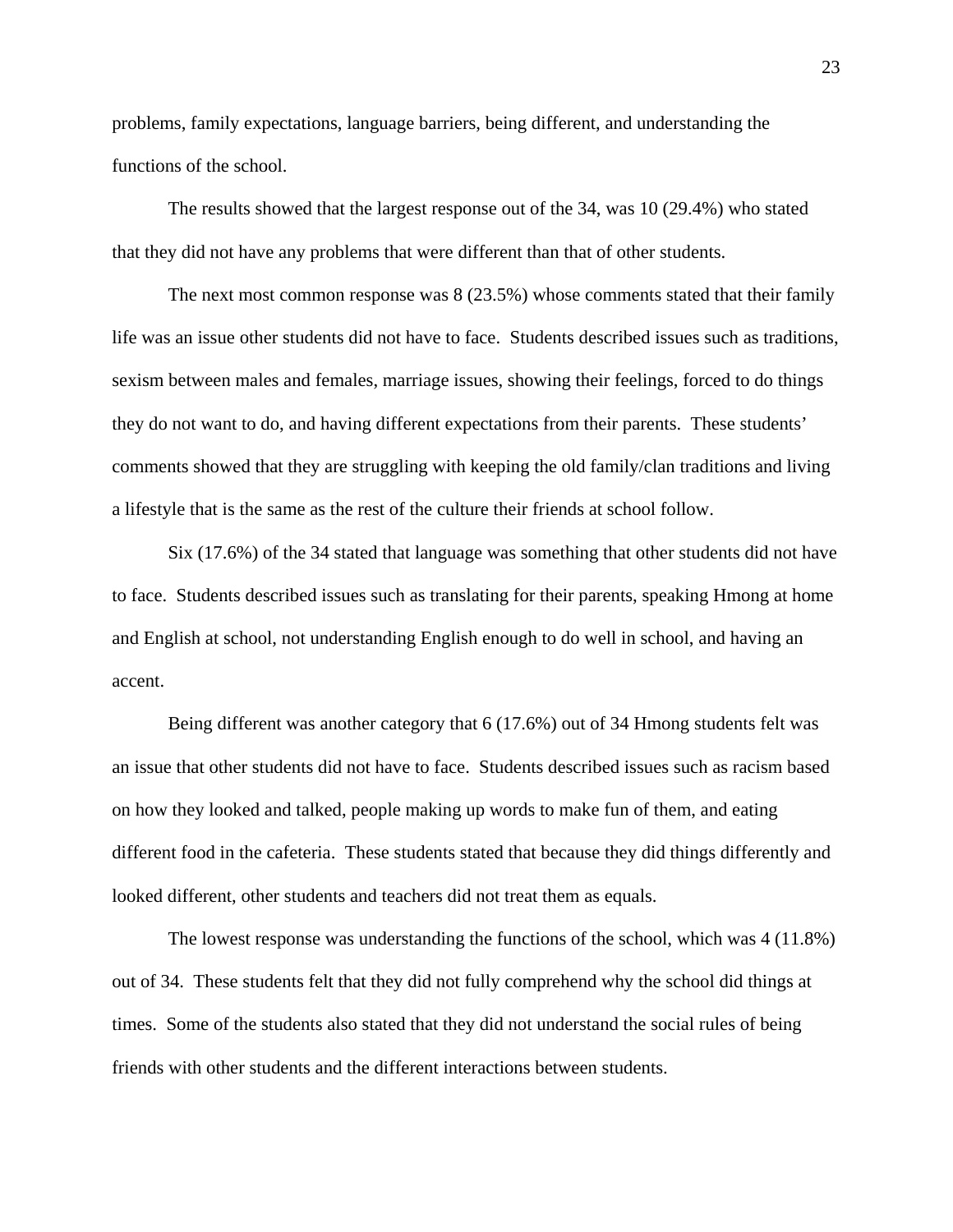problems, family expectations, language barriers, being different, and understanding the functions of the school.

The results showed that the largest response out of the 34, was 10 (29.4%) who stated that they did not have any problems that were different than that of other students.

The next most common response was 8 (23.5%) whose comments stated that their family life was an issue other students did not have to face. Students described issues such as traditions, sexism between males and females, marriage issues, showing their feelings, forced to do things they do not want to do, and having different expectations from their parents. These students' comments showed that they are struggling with keeping the old family/clan traditions and living a lifestyle that is the same as the rest of the culture their friends at school follow.

Six (17.6%) of the 34 stated that language was something that other students did not have to face. Students described issues such as translating for their parents, speaking Hmong at home and English at school, not understanding English enough to do well in school, and having an accent.

Being different was another category that 6 (17.6%) out of 34 Hmong students felt was an issue that other students did not have to face. Students described issues such as racism based on how they looked and talked, people making up words to make fun of them, and eating different food in the cafeteria. These students stated that because they did things differently and looked different, other students and teachers did not treat them as equals.

The lowest response was understanding the functions of the school, which was 4 (11.8%) out of 34. These students felt that they did not fully comprehend why the school did things at times. Some of the students also stated that they did not understand the social rules of being friends with other students and the different interactions between students.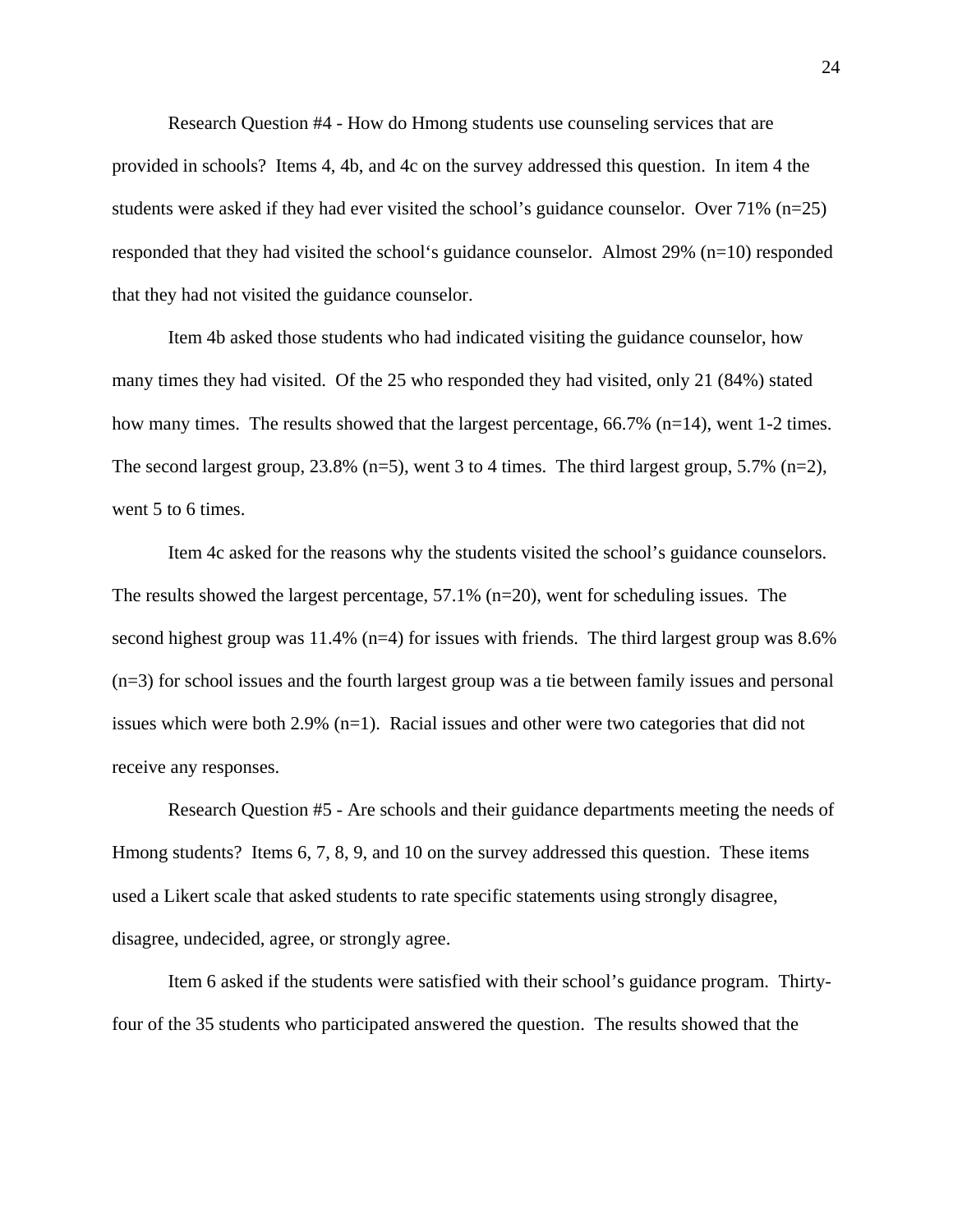Research Question #4 - How do Hmong students use counseling services that are provided in schools? Items 4, 4b, and 4c on the survey addressed this question. In item 4 the students were asked if they had ever visited the school's guidance counselor. Over 71% (n=25) responded that they had visited the school's guidance counselor. Almost 29% (n=10) responded that they had not visited the guidance counselor.

Item 4b asked those students who had indicated visiting the guidance counselor, how many times they had visited. Of the 25 who responded they had visited, only 21 (84%) stated how many times. The results showed that the largest percentage, 66.7% (n=14), went 1-2 times. The second largest group, 23.8% (n=5), went 3 to 4 times. The third largest group, 5.7% (n=2), went 5 to 6 times.

Item 4c asked for the reasons why the students visited the school's guidance counselors. The results showed the largest percentage, 57.1% (n=20), went for scheduling issues. The second highest group was 11.4% (n=4) for issues with friends. The third largest group was 8.6% (n=3) for school issues and the fourth largest group was a tie between family issues and personal issues which were both 2.9% (n=1). Racial issues and other were two categories that did not receive any responses.

Research Question #5 - Are schools and their guidance departments meeting the needs of Hmong students? Items 6, 7, 8, 9, and 10 on the survey addressed this question. These items used a Likert scale that asked students to rate specific statements using strongly disagree, disagree, undecided, agree, or strongly agree.

Item 6 asked if the students were satisfied with their school's guidance program. Thirty-four of the 35 students who participated answered the question. The results showed that the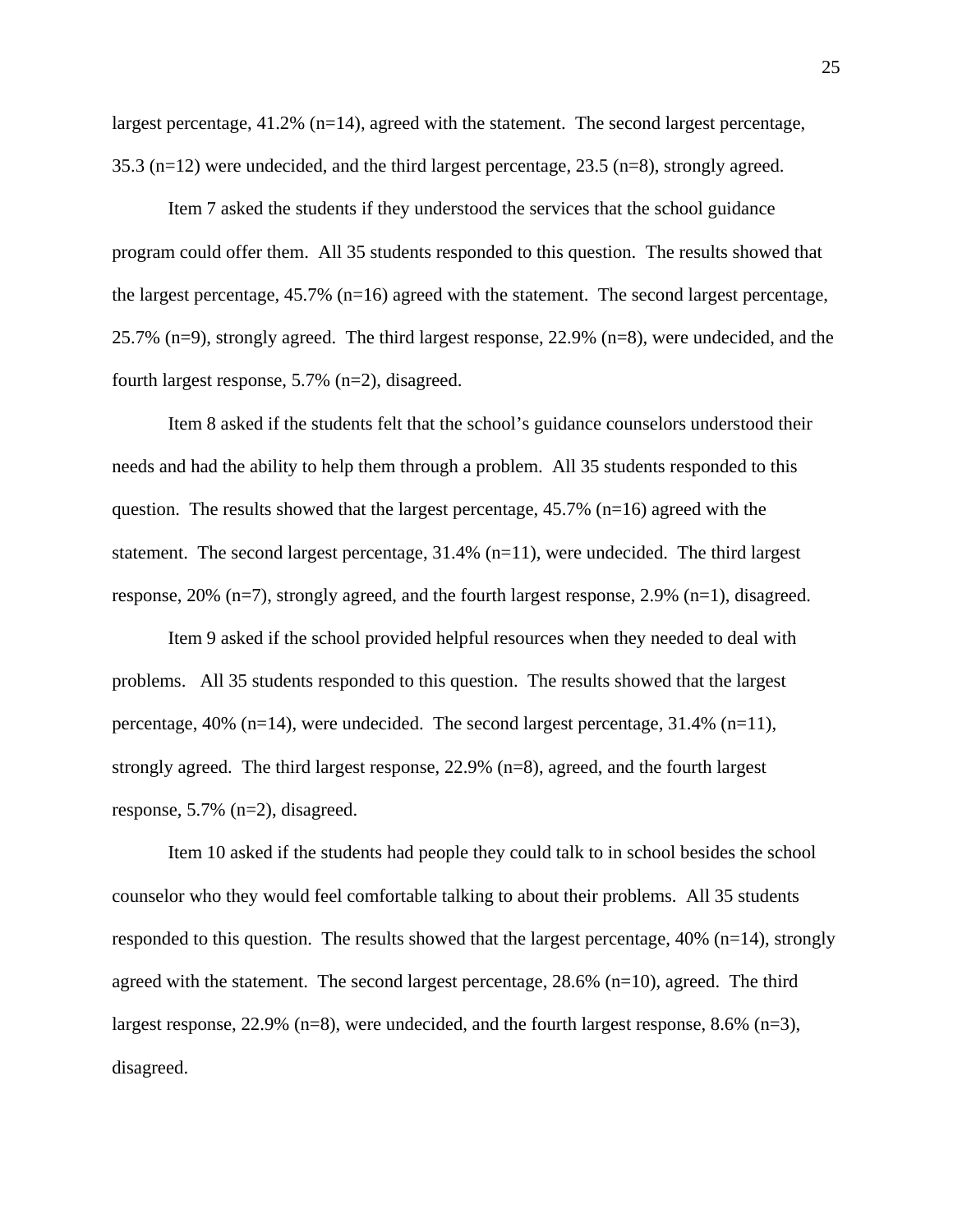largest percentage, 41.2% (n=14), agreed with the statement. The second largest percentage, 35.3 (n=12) were undecided, and the third largest percentage, 23.5 (n=8), strongly agreed.

Item 7 asked the students if they understood the services that the school guidance program could offer them. All 35 students responded to this question. The results showed that the largest percentage, 45.7% (n=16) agreed with the statement. The second largest percentage, 25.7% (n=9), strongly agreed. The third largest response, 22.9% (n=8), were undecided, and the fourth largest response, 5.7% (n=2), disagreed.

Item 8 asked if the students felt that the school's guidance counselors understood their needs and had the ability to help them through a problem. All 35 students responded to this question. The results showed that the largest percentage, 45.7% (n=16) agreed with the statement. The second largest percentage, 31.4% (n=11), were undecided. The third largest response, 20% (n=7), strongly agreed, and the fourth largest response, 2.9% (n=1), disagreed.

Item 9 asked if the school provided helpful resources when they needed to deal with problems. All 35 students responded to this question. The results showed that the largest percentage, 40% (n=14), were undecided. The second largest percentage, 31.4% (n=11), strongly agreed. The third largest response, 22.9% (n=8), agreed, and the fourth largest response, 5.7% (n=2), disagreed.

Item 10 asked if the students had people they could talk to in school besides the school counselor who they would feel comfortable talking to about their problems. All 35 students responded to this question. The results showed that the largest percentage, 40% (n=14), strongly agreed with the statement. The second largest percentage, 28.6% (n=10), agreed. The third largest response, 22.9% (n=8), were undecided, and the fourth largest response, 8.6% (n=3), disagreed.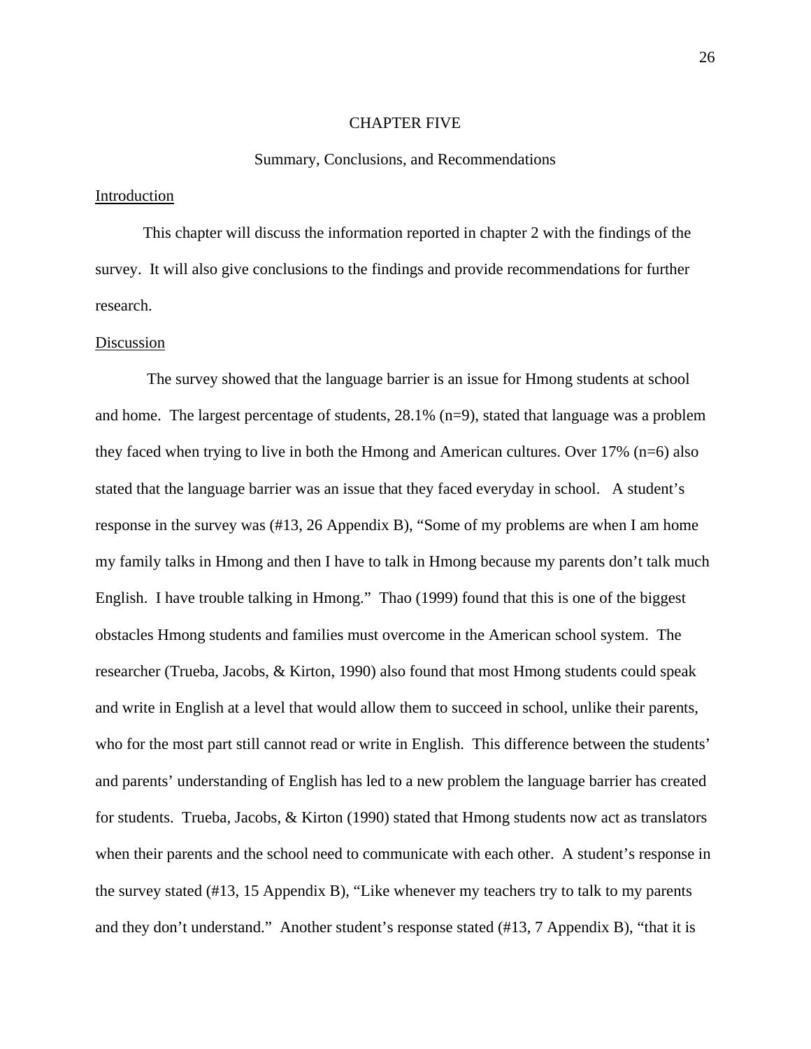# CHAPTER FIVE

## Summary, Conclusions, and Recommendations

### Introduction

This chapter will discuss the information reported in chapter 2 with the findings of the survey. It will also give conclusions to the findings and provide recommendations for further research.

### Discussion

The survey showed that the language barrier is an issue for Hmong students at school and home. The largest percentage of students, 28.1% (n=9), stated that language was a problem they faced when trying to live in both the Hmong and American cultures. Over 17% (n=6) also stated that the language barrier was an issue that they faced everyday in school. A student's response in the survey was (#13, 26 Appendix B), "Some of my problems are when I am home my family talks in Hmong and then I have to talk in Hmong because my parents don't talk much English. I have trouble talking in Hmong." Thao (1999) found that this is one of the biggest obstacles Hmong students and families must overcome in the American school system. The researcher (Trueba, Jacobs, & Kirton, 1990) also found that most Hmong students could speak and write in English at a level that would allow them to succeed in school, unlike their parents, who for the most part still cannot read or write in English. This difference between the students' and parents' understanding of English has led to a new problem the language barrier has created for students. Trueba, Jacobs, & Kirton (1990) stated that Hmong students now act as translators when their parents and the school need to communicate with each other. A student's response in the survey stated (#13, 15 Appendix B), "Like whenever my teachers try to talk to my parents and they don't understand." Another student's response stated (#13, 7 Appendix B), "that it is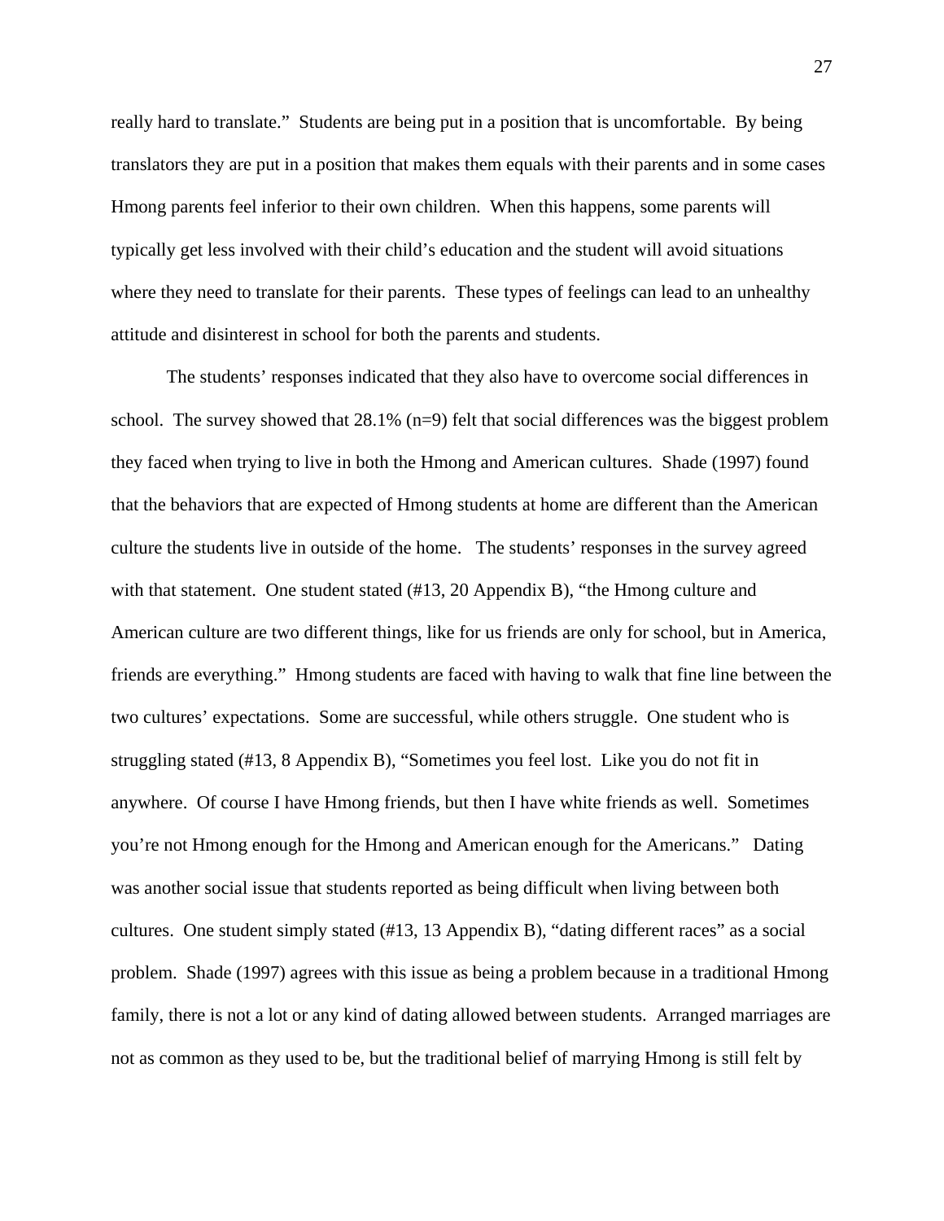really hard to translate." Students are being put in a position that is uncomfortable. By being translators they are put in a position that makes them equals with their parents and in some cases Hmong parents feel inferior to their own children. When this happens, some parents will typically get less involved with their child's education and the student will avoid situations where they need to translate for their parents. These types of feelings can lead to an unhealthy attitude and disinterest in school for both the parents and students.

The students' responses indicated that they also have to overcome social differences in school. The survey showed that 28.1% (n=9) felt that social differences was the biggest problem they faced when trying to live in both the Hmong and American cultures. Shade (1997) found that the behaviors that are expected of Hmong students at home are different than the American culture the students live in outside of the home. The students' responses in the survey agreed with that statement. One student stated (#13, 20 Appendix B), "the Hmong culture and American culture are two different things, like for us friends are only for school, but in America, friends are everything." Hmong students are faced with having to walk that fine line between the two cultures' expectations. Some are successful, while others struggle. One student who is struggling stated (#13, 8 Appendix B), "Sometimes you feel lost. Like you do not fit in anywhere. Of course I have Hmong friends, but then I have white friends as well. Sometimes you're not Hmong enough for the Hmong and American enough for the Americans." Dating was another social issue that students reported as being difficult when living between both cultures. One student simply stated (#13, 13 Appendix B), "dating different races" as a social problem. Shade (1997) agrees with this issue as being a problem because in a traditional Hmong family, there is not a lot or any kind of dating allowed between students. Arranged marriages are not as common as they used to be, but the traditional belief of marrying Hmong is still felt by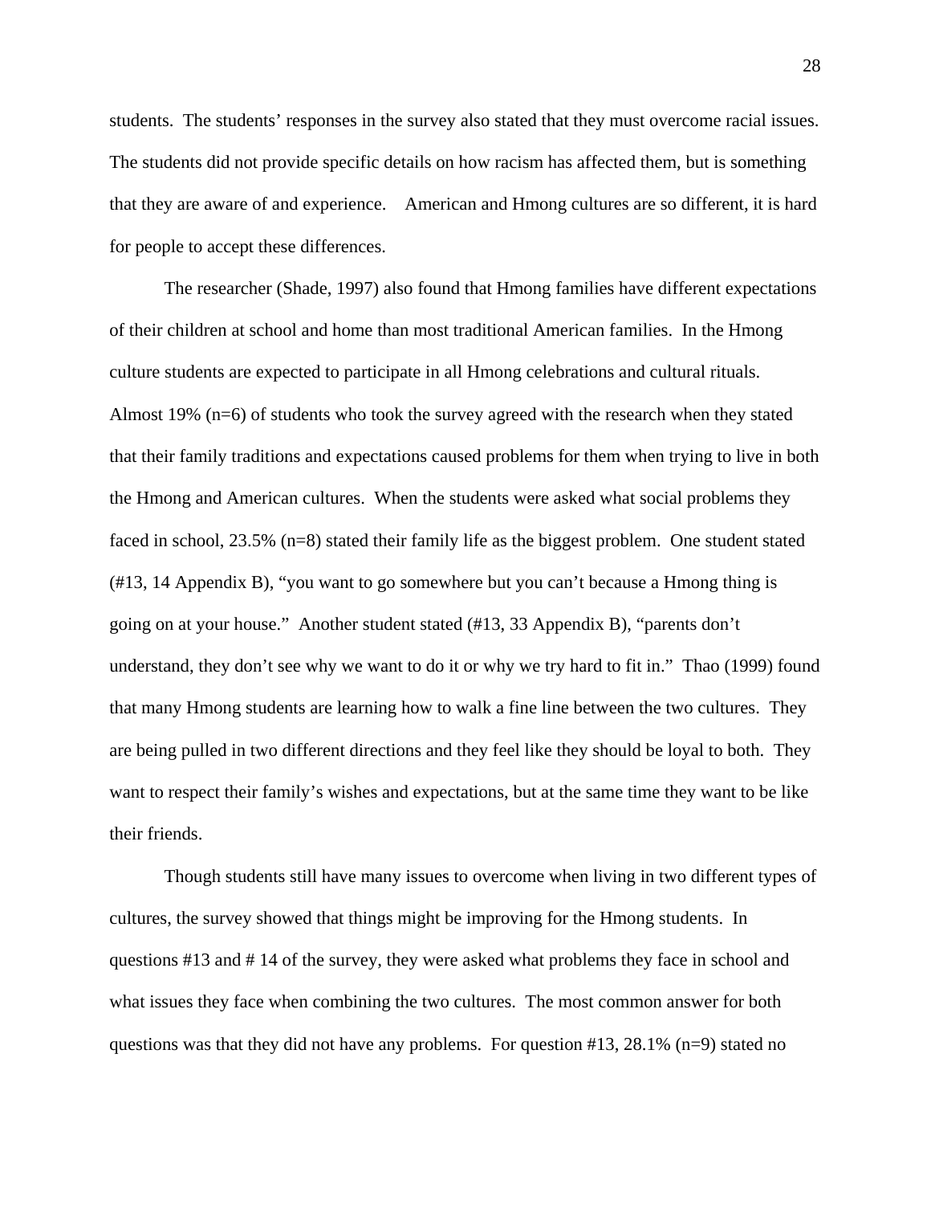students. The students' responses in the survey also stated that they must overcome racial issues. The students did not provide specific details on how racism has affected them, but is something that they are aware of and experience. American and Hmong cultures are so different, it is hard for people to accept these differences.

The researcher (Shade, 1997) also found that Hmong families have different expectations of their children at school and home than most traditional American families. In the Hmong culture students are expected to participate in all Hmong celebrations and cultural rituals. Almost 19% (n=6) of students who took the survey agreed with the research when they stated that their family traditions and expectations caused problems for them when trying to live in both the Hmong and American cultures. When the students were asked what social problems they faced in school, 23.5% (n=8) stated their family life as the biggest problem. One student stated (#13, 14 Appendix B), "you want to go somewhere but you can't because a Hmong thing is going on at your house." Another student stated (#13, 33 Appendix B), "parents don't understand, they don't see why we want to do it or why we try hard to fit in." Thao (1999) found that many Hmong students are learning how to walk a fine line between the two cultures. They are being pulled in two different directions and they feel like they should be loyal to both. They want to respect their family's wishes and expectations, but at the same time they want to be like their friends.

Though students still have many issues to overcome when living in two different types of cultures, the survey showed that things might be improving for the Hmong students. In questions #13 and # 14 of the survey, they were asked what problems they face in school and what issues they face when combining the two cultures. The most common answer for both questions was that they did not have any problems. For question #13, 28.1% (n=9) stated no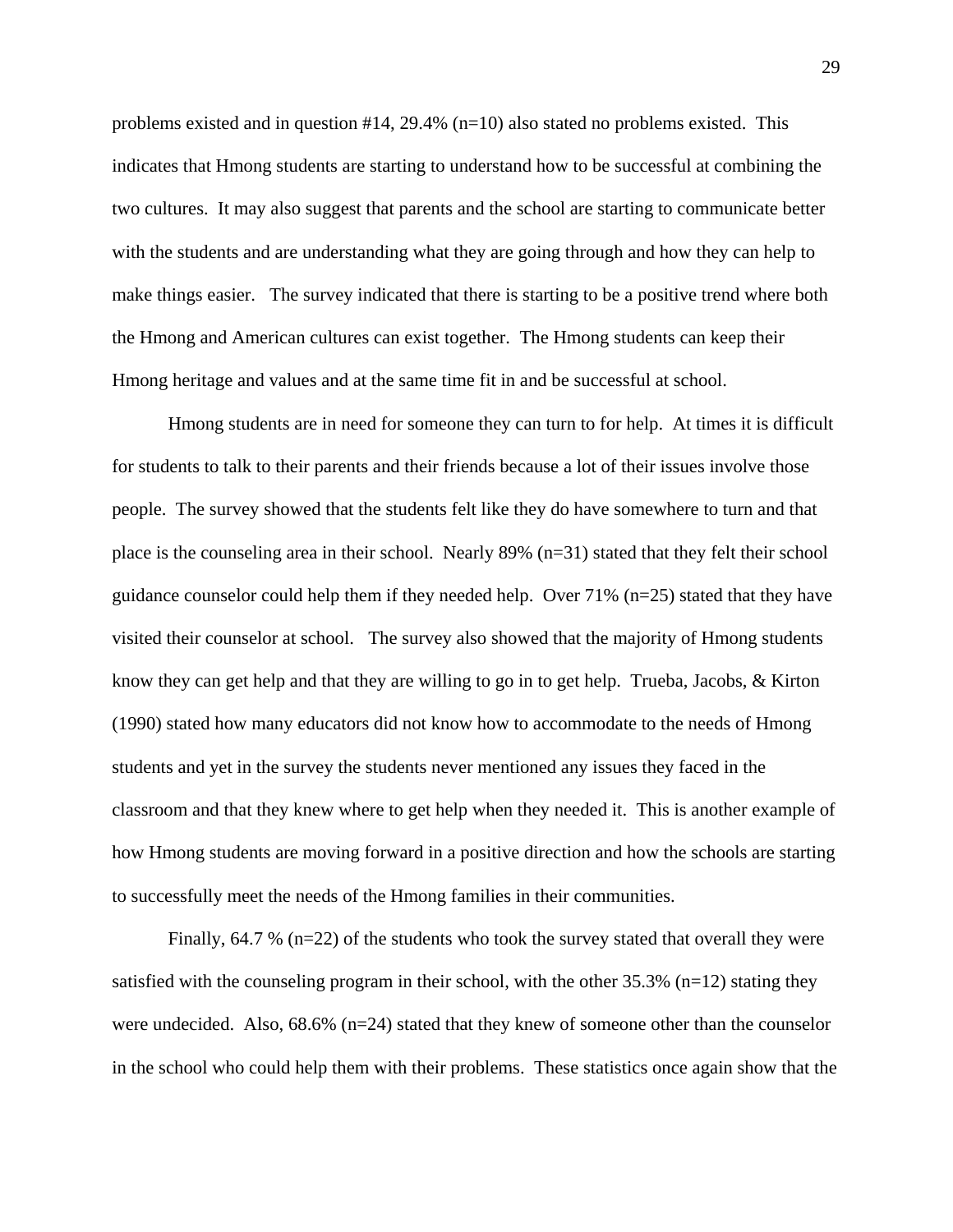problems existed and in question #14, 29.4% (n=10) also stated no problems existed. This indicates that Hmong students are starting to understand how to be successful at combining the two cultures. It may also suggest that parents and the school are starting to communicate better with the students and are understanding what they are going through and how they can help to make things easier. The survey indicated that there is starting to be a positive trend where both the Hmong and American cultures can exist together. The Hmong students can keep their Hmong heritage and values and at the same time fit in and be successful at school.

Hmong students are in need for someone they can turn to for help. At times it is difficult for students to talk to their parents and their friends because a lot of their issues involve those people. The survey showed that the students felt like they do have somewhere to turn and that place is the counseling area in their school. Nearly 89% (n=31) stated that they felt their school guidance counselor could help them if they needed help. Over 71% (n=25) stated that they have visited their counselor at school. The survey also showed that the majority of Hmong students know they can get help and that they are willing to go in to get help. Trueba, Jacobs, & Kirton (1990) stated how many educators did not know how to accommodate to the needs of Hmong students and yet in the survey the students never mentioned any issues they faced in the classroom and that they knew where to get help when they needed it. This is another example of how Hmong students are moving forward in a positive direction and how the schools are starting to successfully meet the needs of the Hmong families in their communities.

Finally, 64.7 % (n=22) of the students who took the survey stated that overall they were satisfied with the counseling program in their school, with the other 35.3% (n=12) stating they were undecided. Also, 68.6% (n=24) stated that they knew of someone other than the counselor in the school who could help them with their problems. These statistics once again show that the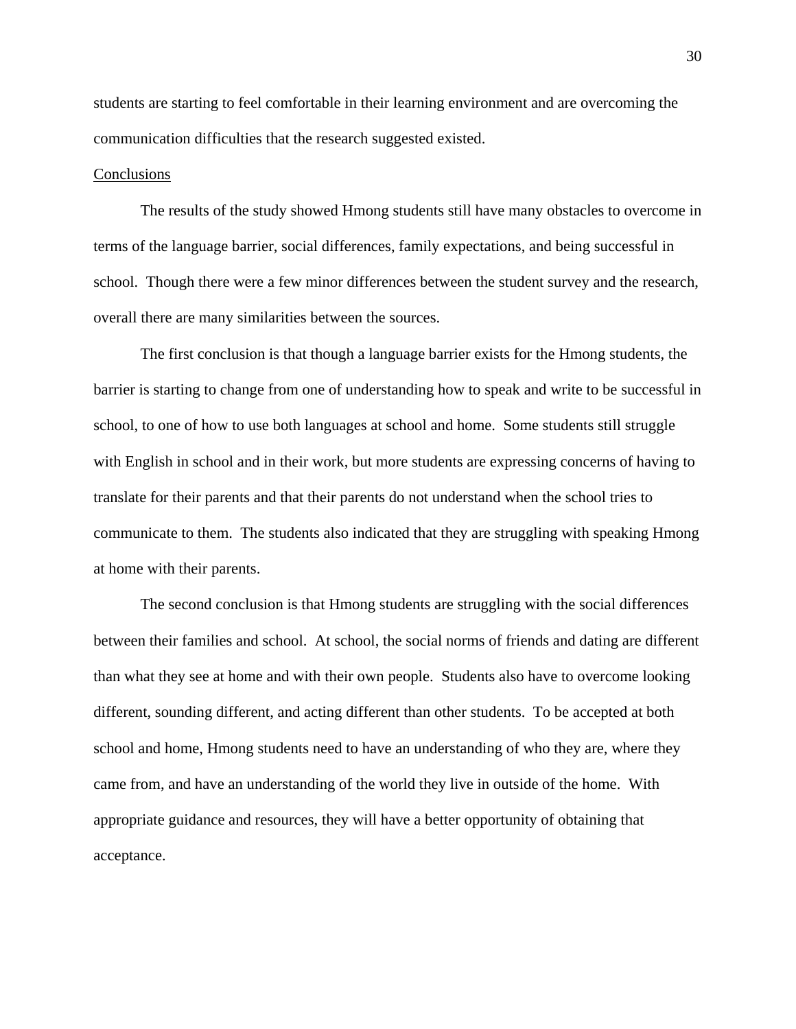students are starting to feel comfortable in their learning environment and are overcoming the communication difficulties that the research suggested existed.

## Conclusions

The results of the study showed Hmong students still have many obstacles to overcome in terms of the language barrier, social differences, family expectations, and being successful in school. Though there were a few minor differences between the student survey and the research, overall there are many similarities between the sources.

The first conclusion is that though a language barrier exists for the Hmong students, the barrier is starting to change from one of understanding how to speak and write to be successful in school, to one of how to use both languages at school and home. Some students still struggle with English in school and in their work, but more students are expressing concerns of having to translate for their parents and that their parents do not understand when the school tries to communicate to them. The students also indicated that they are struggling with speaking Hmong at home with their parents.

The second conclusion is that Hmong students are struggling with the social differences between their families and school. At school, the social norms of friends and dating are different than what they see at home and with their own people. Students also have to overcome looking different, sounding different, and acting different than other students. To be accepted at both school and home, Hmong students need to have an understanding of who they are, where they came from, and have an understanding of the world they live in outside of the home. With appropriate guidance and resources, they will have a better opportunity of obtaining that acceptance.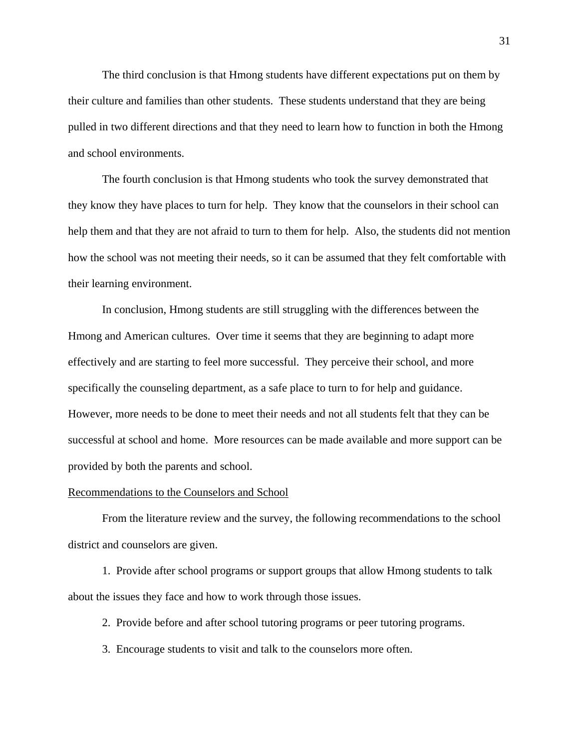The third conclusion is that Hmong students have different expectations put on them by their culture and families than other students. These students understand that they are being pulled in two different directions and that they need to learn how to function in both the Hmong and school environments.

The fourth conclusion is that Hmong students who took the survey demonstrated that they know they have places to turn for help. They know that the counselors in their school can help them and that they are not afraid to turn to them for help. Also, the students did not mention how the school was not meeting their needs, so it can be assumed that they felt comfortable with their learning environment.

In conclusion, Hmong students are still struggling with the differences between the Hmong and American cultures. Over time it seems that they are beginning to adapt more effectively and are starting to feel more successful. They perceive their school, and more specifically the counseling department, as a safe place to turn to for help and guidance. However, more needs to be done to meet their needs and not all students felt that they can be successful at school and home. More resources can be made available and more support can be provided by both the parents and school.

<u>Recommendations to the Counselors and School</u>

From the literature review and the survey, the following recommendations to the school district and counselors are given.

1. Provide after school programs or support groups that allow Hmong students to talk about the issues they face and how to work through those issues.

2. Provide before and after school tutoring programs or peer tutoring programs.

3. Encourage students to visit and talk to the counselors more often.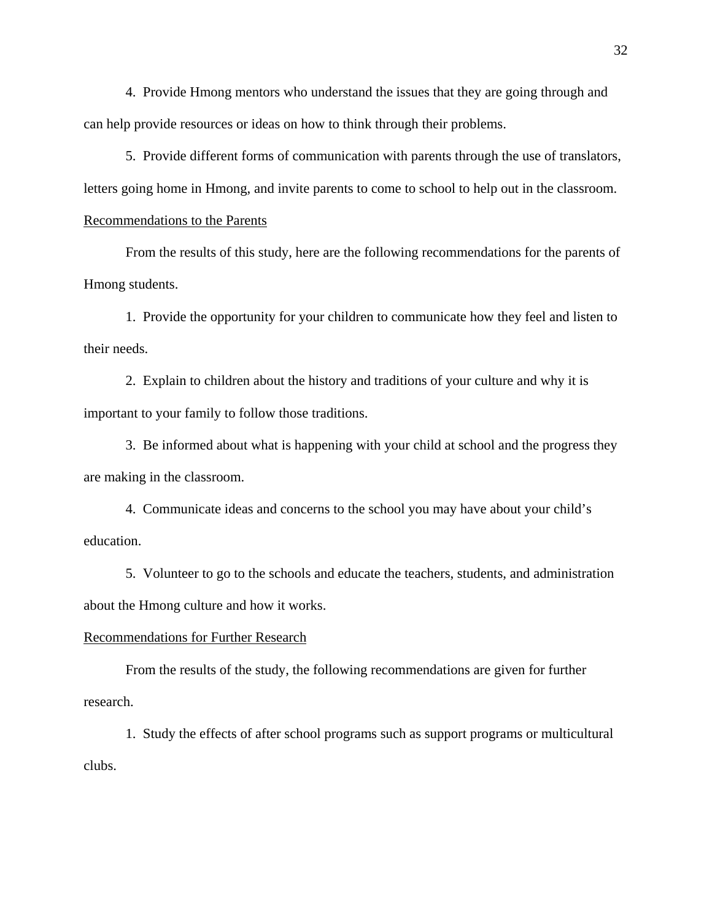4. Provide Hmong mentors who understand the issues that they are going through and can help provide resources or ideas on how to think through their problems.

5. Provide different forms of communication with parents through the use of translators, letters going home in Hmong, and invite parents to come to school to help out in the classroom.

<u>Recommendations to the Parents</u>

From the results of this study, here are the following recommendations for the parents of Hmong students.

1. Provide the opportunity for your children to communicate how they feel and listen to their needs.

2. Explain to children about the history and traditions of your culture and why it is important to your family to follow those traditions.

3. Be informed about what is happening with your child at school and the progress they are making in the classroom.

4. Communicate ideas and concerns to the school you may have about your child's education.

5. Volunteer to go to the schools and educate the teachers, students, and administration about the Hmong culture and how it works.

<u>Recommendations for Further Research</u>

From the results of the study, the following recommendations are given for further research.

1. Study the effects of after school programs such as support programs or multicultural clubs.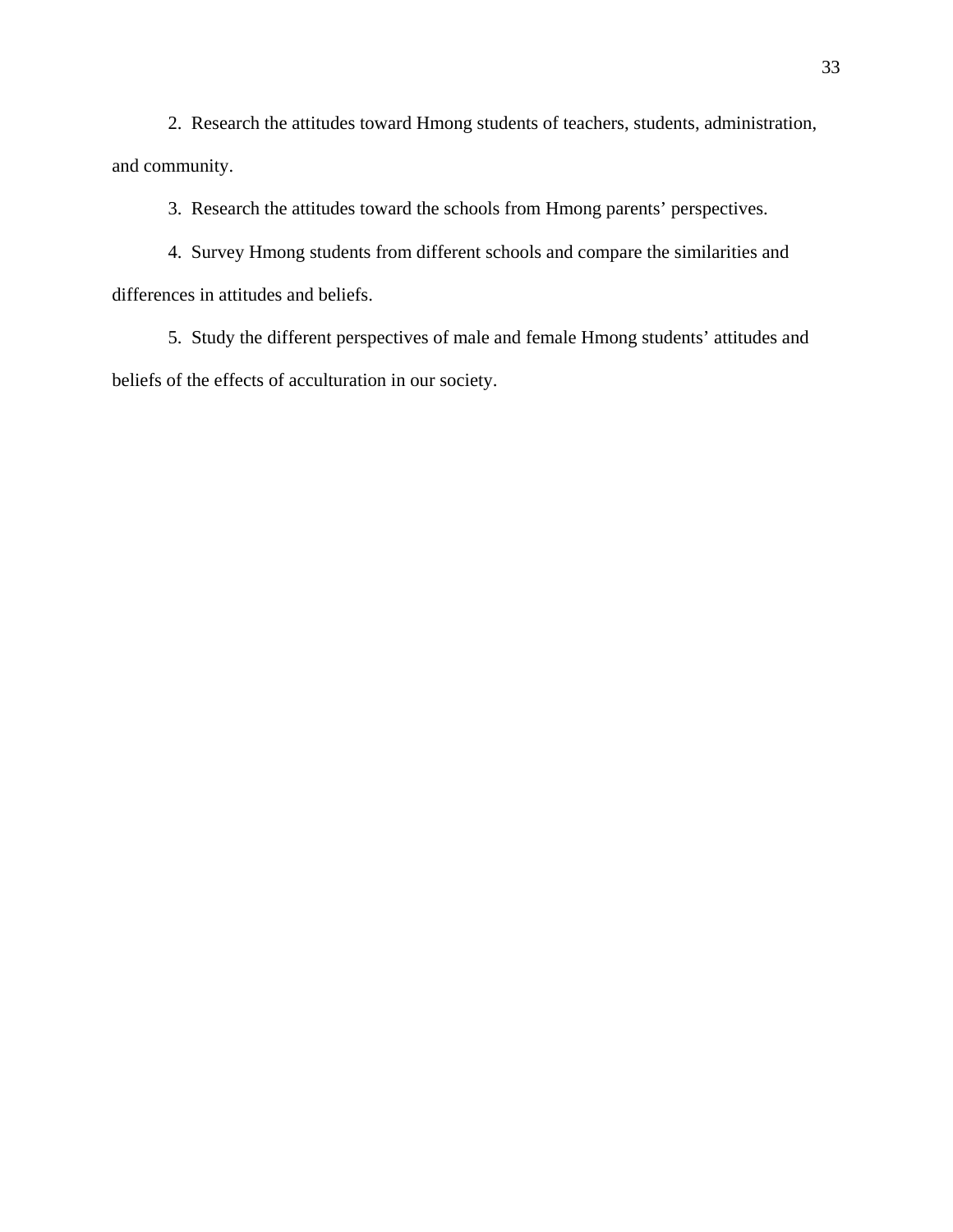2. Research the attitudes toward Hmong students of teachers, students, administration, and community.

3. Research the attitudes toward the schools from Hmong parents' perspectives.

4. Survey Hmong students from different schools and compare the similarities and differences in attitudes and beliefs.

5. Study the different perspectives of male and female Hmong students' attitudes and beliefs of the effects of acculturation in our society.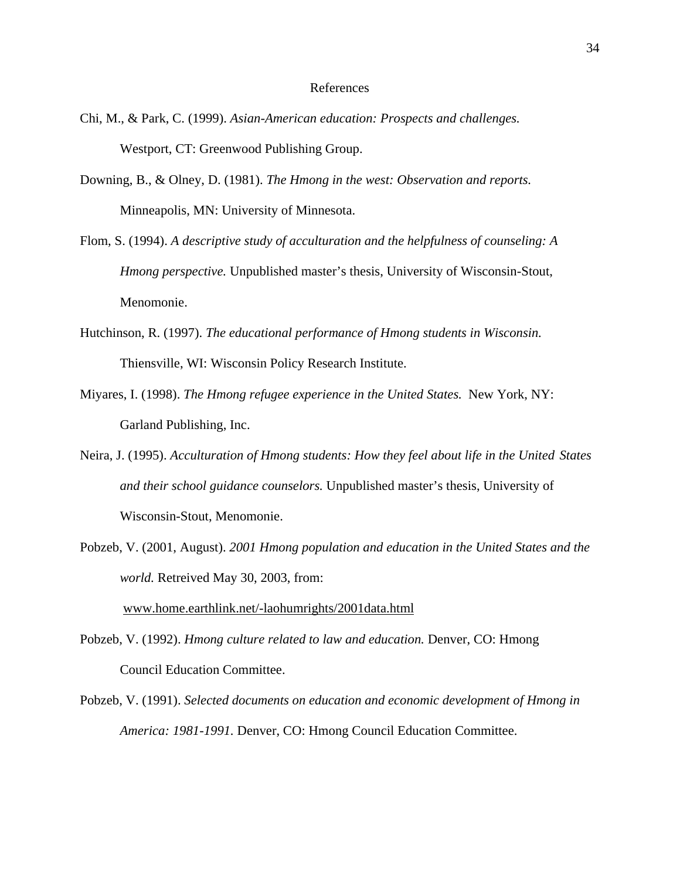# References

Chi, M., & Park, C. (1999). *Asian-American education: Prospects and challenges.* Westport, CT: Greenwood Publishing Group.

Downing, B., & Olney, D. (1981). *The Hmong in the west: Observation and reports.* Minneapolis, MN: University of Minnesota.

Flom, S. (1994). *A descriptive study of acculturation and the helpfulness of counseling: A Hmong perspective.* Unpublished master's thesis, University of Wisconsin-Stout, Menomonie.

Hutchinson, R. (1997). *The educational performance of Hmong students in Wisconsin.* Thiensville, WI: Wisconsin Policy Research Institute.

Miyares, I. (1998). *The Hmong refugee experience in the United States.* New York, NY: Garland Publishing, Inc.

Neira, J. (1995). *Acculturation of Hmong students: How they feel about life in the United States and their school guidance counselors.* Unpublished master's thesis, University of Wisconsin-Stout, Menomonie.

Pobzeb, V. (2001, August). *2001 Hmong population and education in the United States and the world.* Retreived May 30, 2003, from: www.home.earthlink.net/-laohumrights/2001data.html

Pobzeb, V. (1992). *Hmong culture related to law and education.* Denver, CO: Hmong Council Education Committee.

Pobzeb, V. (1991). *Selected documents on education and economic development of Hmong in America: 1981-1991.* Denver, CO: Hmong Council Education Committee.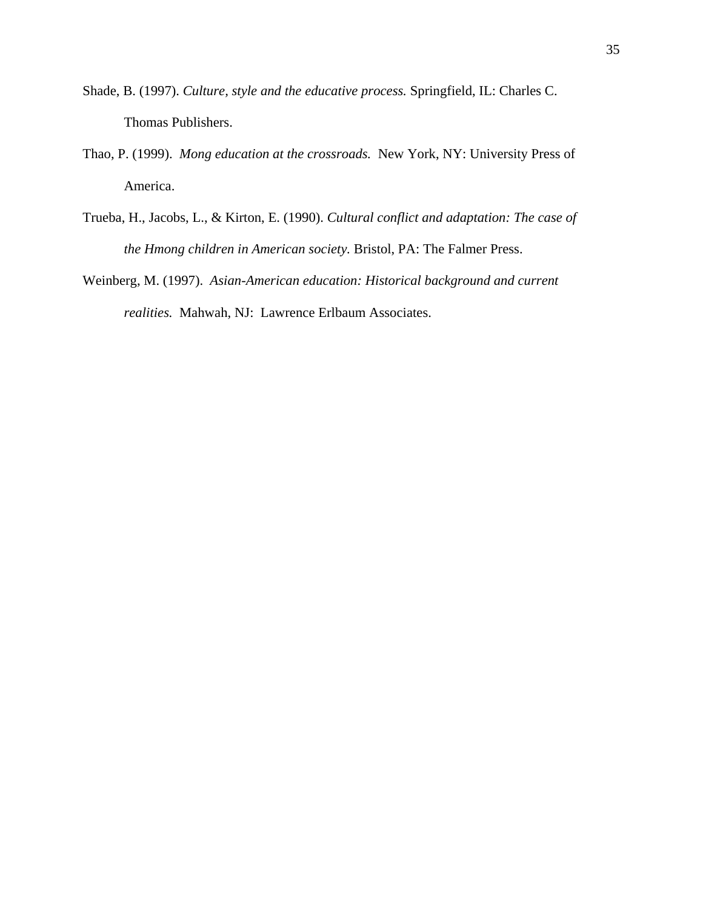Shade, B. (1997). *Culture, style and the educative process.* Springfield, IL: Charles C. Thomas Publishers.

Thao, P. (1999). *Mong education at the crossroads.* New York, NY: University Press of America.

Trueba, H., Jacobs, L., & Kirton, E. (1990). *Cultural conflict and adaptation: The case of the Hmong children in American society.* Bristol, PA: The Falmer Press.

Weinberg, M. (1997). *Asian-American education: Historical background and current realities.* Mahwah, NJ: Lawrence Erlbaum Associates.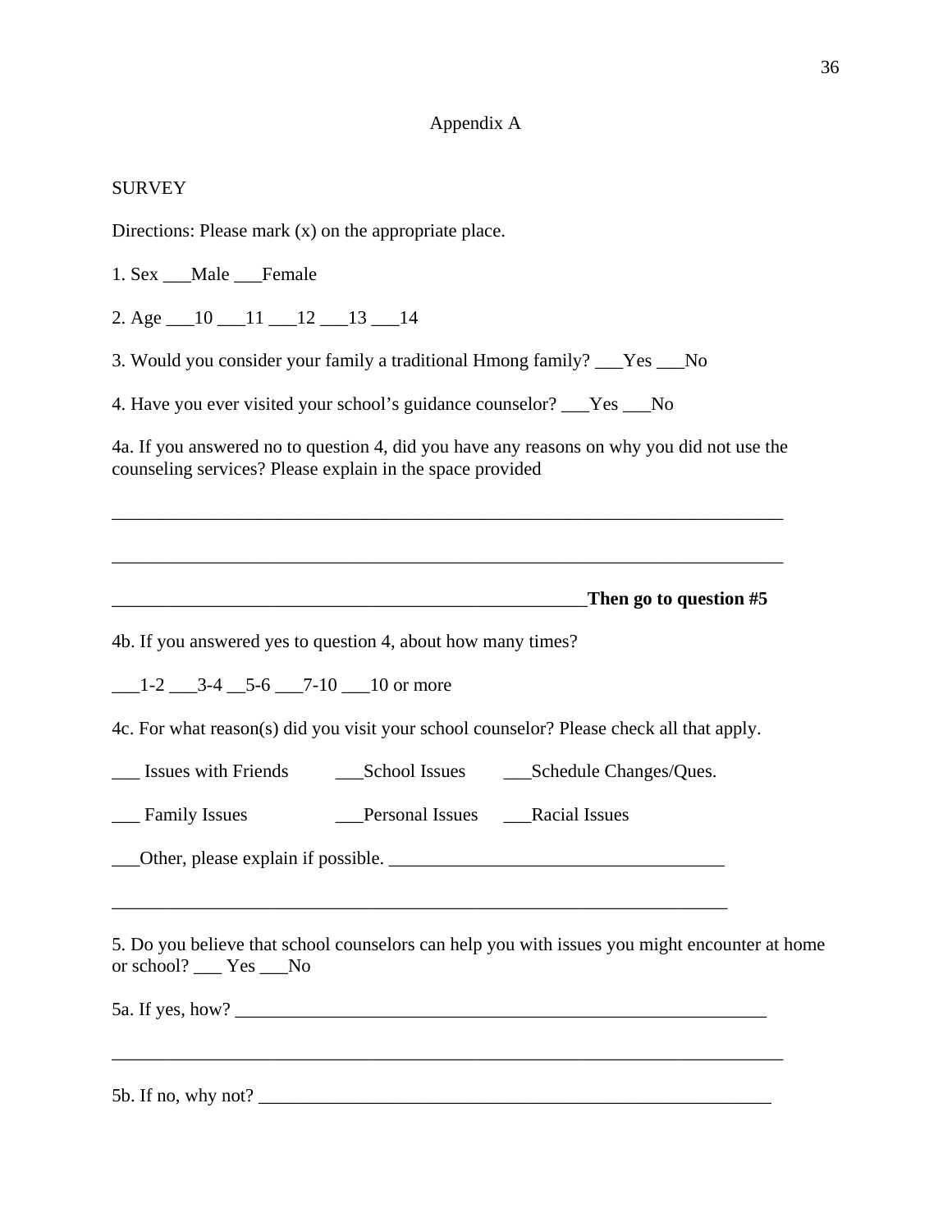# Appendix A

SURVEY

Directions: Please mark (x) on the appropriate place.

1. Sex ___Male ___Female

2. Age ___10 ___11 ___12 ___13 ___14

3. Would you consider your family a traditional Hmong family? ___Yes ___No

4. Have you ever visited your school's guidance counselor? ___Yes ___No

4a. If you answered no to question 4, did you have any reasons on why you did not use the counseling services? Please explain in the space provided

_____________________________________________________________________________

_____________________________________________________________________________

____________________________________________________**Then go to question #5**

4b. If you answered yes to question 4, about how many times?

___1-2 ___3-4 __5-6 ___7-10 ___10 or more

4c. For what reason(s) did you visit your school counselor? Please check all that apply.

___ Issues with Friends ___School Issues ___Schedule Changes/Ques.

___ Family Issues ___Personal Issues ___Racial Issues

___Other, please explain if possible. ___________________________________

_____________________________________________________________________

5. Do you believe that school counselors can help you with issues you might encounter at home or school? ___ Yes ___No

5a. If yes, how? ___________________________________________________________

_____________________________________________________________________________

5b. If no, why not? _________________________________________________________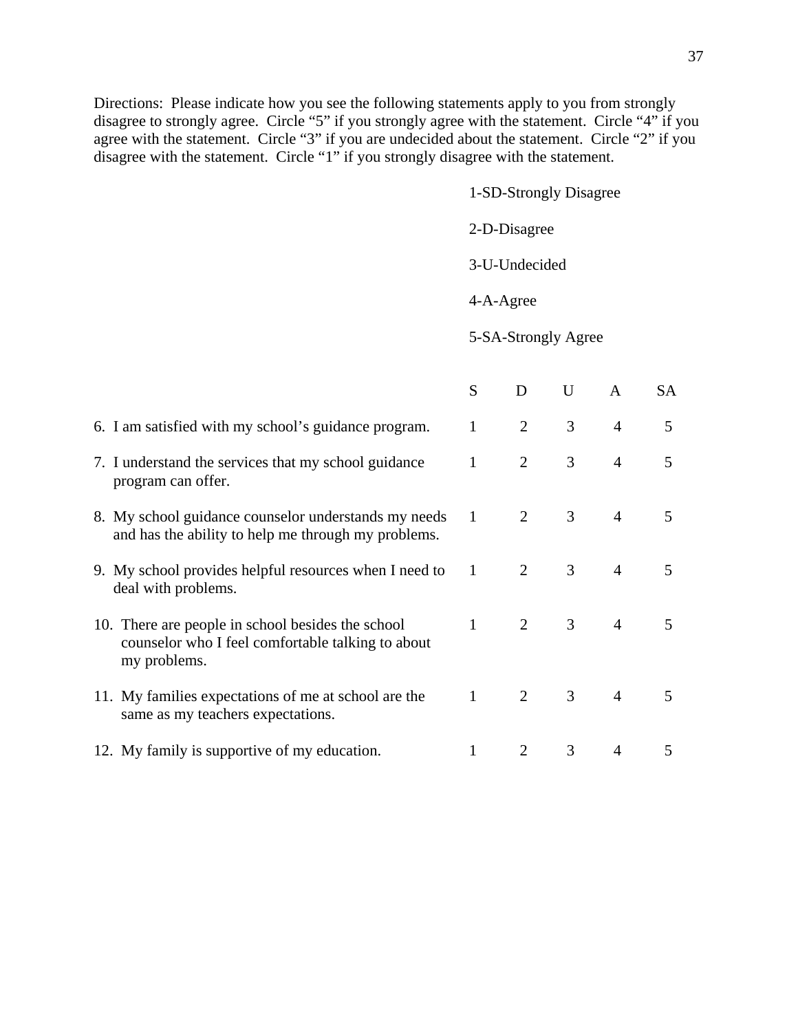Directions: Please indicate how you see the following statements apply to you from strongly disagree to strongly agree. Circle "5" if you strongly agree with the statement. Circle "4" if you agree with the statement. Circle "3" if you are undecided about the statement. Circle "2" if you disagree with the statement. Circle "1" if you strongly disagree with the statement.

1-SD-Strongly Disagree

2-D-Disagree

3-U-Undecided

4-A-Agree

5-SA-Strongly Agree

| | S | D | U | A | SA |
|---|---|---|---|---|---|
| 6. I am satisfied with my school's guidance program. | 1 | 2 | 3 | 4 | 5 |
| 7. I understand the services that my school guidance program can offer. | 1 | 2 | 3 | 4 | 5 |
| 8. My school guidance counselor understands my needs and has the ability to help me through my problems. | 1 | 2 | 3 | 4 | 5 |
| 9. My school provides helpful resources when I need to deal with problems. | 1 | 2 | 3 | 4 | 5 |
| 10. There are people in school besides the school counselor who I feel comfortable talking to about my problems. | 1 | 2 | 3 | 4 | 5 |
| 11. My families expectations of me at school are the same as my teachers expectations. | 1 | 2 | 3 | 4 | 5 |
| 12. My family is supportive of my education. | 1 | 2 | 3 | 4 | 5 |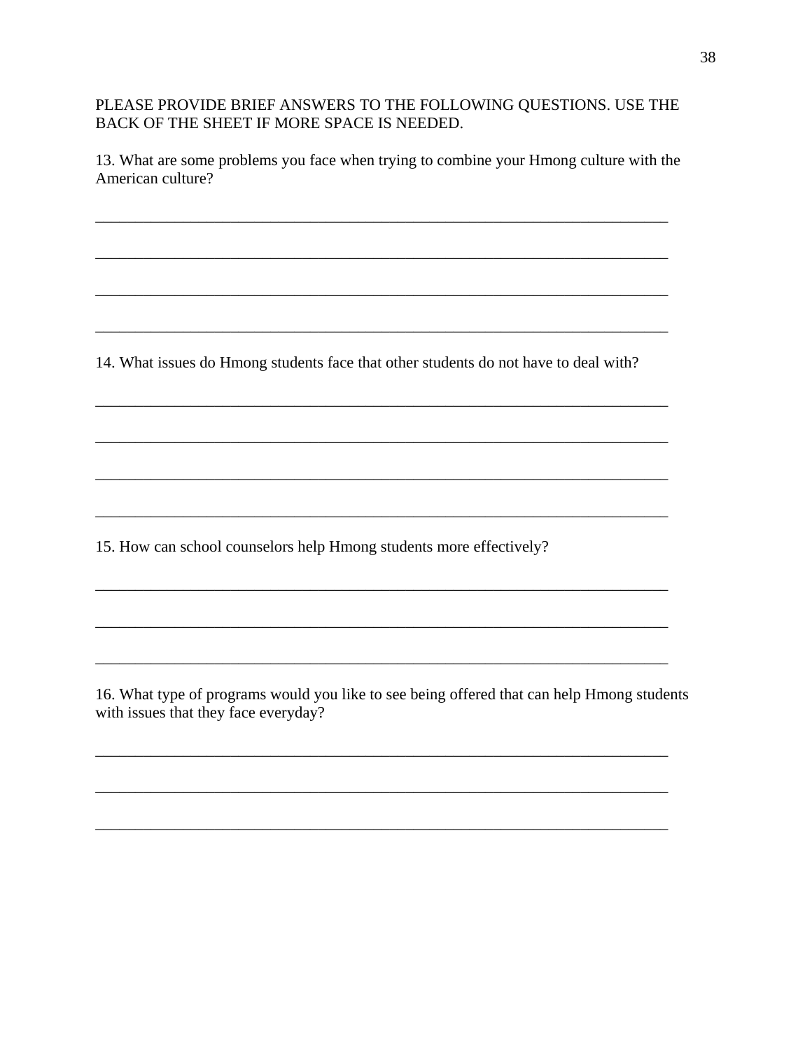PLEASE PROVIDE BRIEF ANSWERS TO THE FOLLOWING QUESTIONS. USE THE BACK OF THE SHEET IF MORE SPACE IS NEEDED.

13. What are some problems you face when trying to combine your Hmong culture with the American culture?

___________________________________________________________________________

___________________________________________________________________________

___________________________________________________________________________

___________________________________________________________________________

14. What issues do Hmong students face that other students do not have to deal with?

___________________________________________________________________________

___________________________________________________________________________

___________________________________________________________________________

___________________________________________________________________________

15. How can school counselors help Hmong students more effectively?

___________________________________________________________________________

___________________________________________________________________________

___________________________________________________________________________

16. What type of programs would you like to see being offered that can help Hmong students with issues that they face everyday?

___________________________________________________________________________

___________________________________________________________________________

___________________________________________________________________________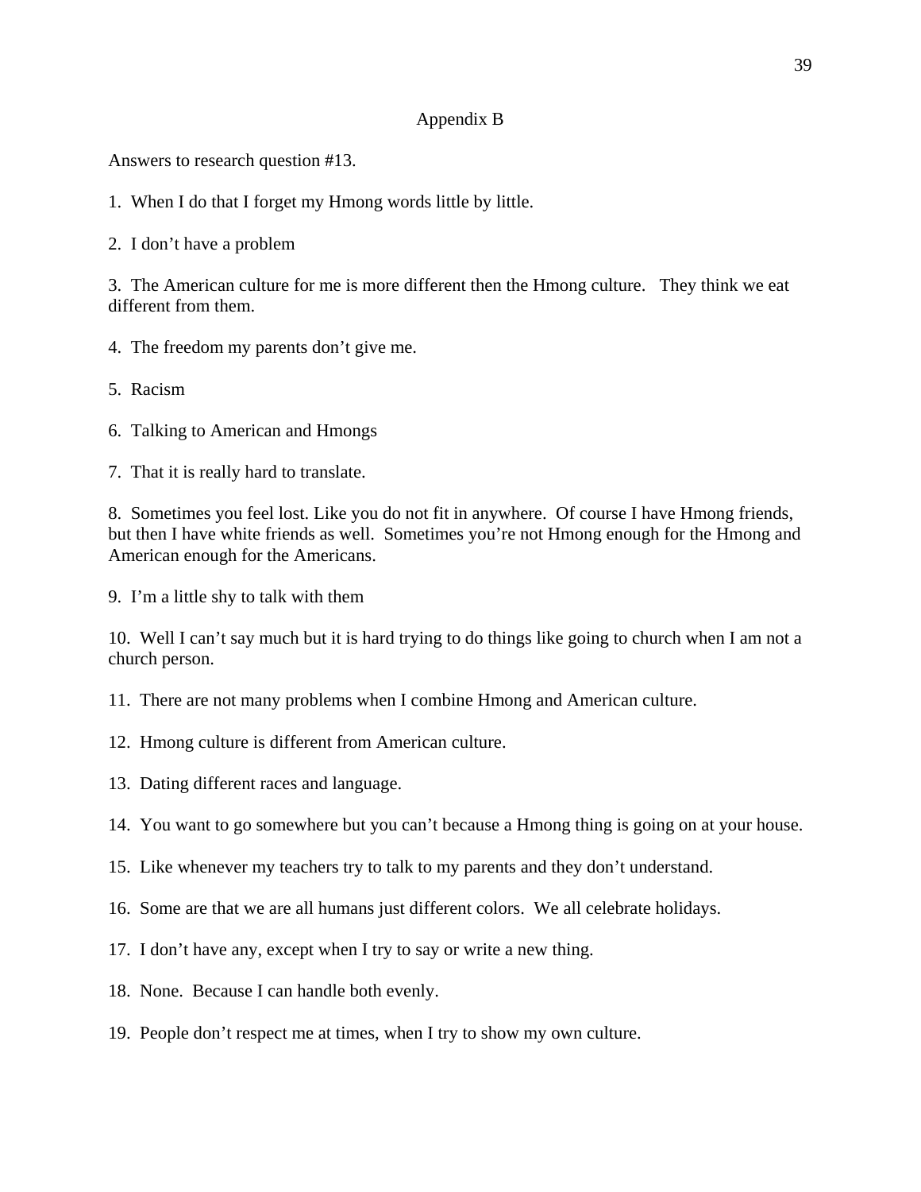# Appendix B

Answers to research question #13.

1. When I do that I forget my Hmong words little by little.

2. I don't have a problem

3. The American culture for me is more different then the Hmong culture. They think we eat different from them.

4. The freedom my parents don't give me.

5. Racism

6. Talking to American and Hmongs

7. That it is really hard to translate.

8. Sometimes you feel lost. Like you do not fit in anywhere. Of course I have Hmong friends, but then I have white friends as well. Sometimes you're not Hmong enough for the Hmong and American enough for the Americans.

9. I'm a little shy to talk with them

10. Well I can't say much but it is hard trying to do things like going to church when I am not a church person.

11. There are not many problems when I combine Hmong and American culture.

12. Hmong culture is different from American culture.

13. Dating different races and language.

14. You want to go somewhere but you can't because a Hmong thing is going on at your house.

15. Like whenever my teachers try to talk to my parents and they don't understand.

16. Some are that we are all humans just different colors. We all celebrate holidays.

17. I don't have any, except when I try to say or write a new thing.

18. None. Because I can handle both evenly.

19. People don't respect me at times, when I try to show my own culture.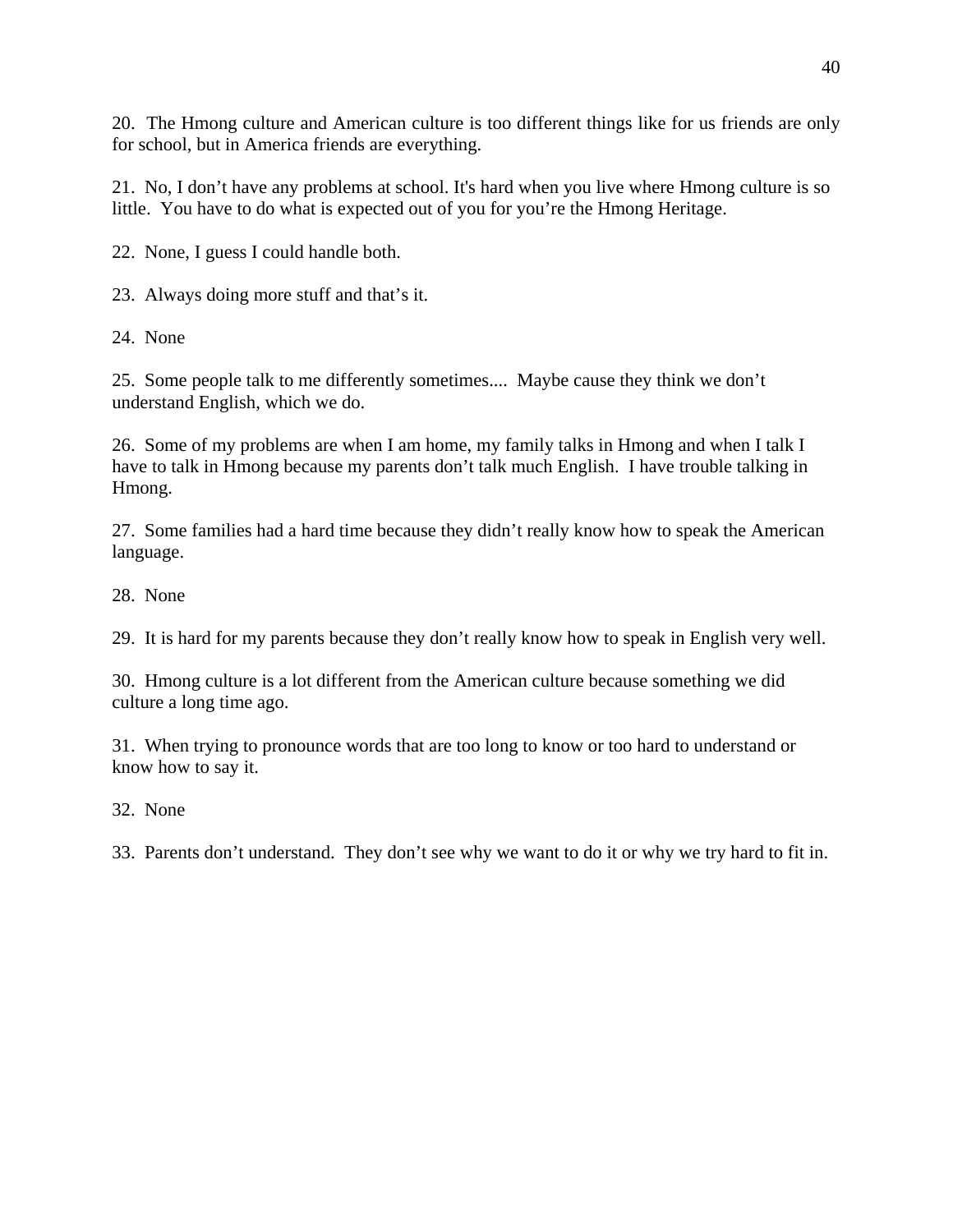20. The Hmong culture and American culture is too different things like for us friends are only for school, but in America friends are everything.

21. No, I don't have any problems at school. It's hard when you live where Hmong culture is so little. You have to do what is expected out of you for you're the Hmong Heritage.

22. None, I guess I could handle both.

23. Always doing more stuff and that's it.

24. None

25. Some people talk to me differently sometimes.... Maybe cause they think we don't understand English, which we do.

26. Some of my problems are when I am home, my family talks in Hmong and when I talk I have to talk in Hmong because my parents don't talk much English. I have trouble talking in Hmong.

27. Some families had a hard time because they didn't really know how to speak the American language.

28. None

29. It is hard for my parents because they don't really know how to speak in English very well.

30. Hmong culture is a lot different from the American culture because something we did culture a long time ago.

31. When trying to pronounce words that are too long to know or too hard to understand or know how to say it.

32. None

33. Parents don't understand. They don't see why we want to do it or why we try hard to fit in.